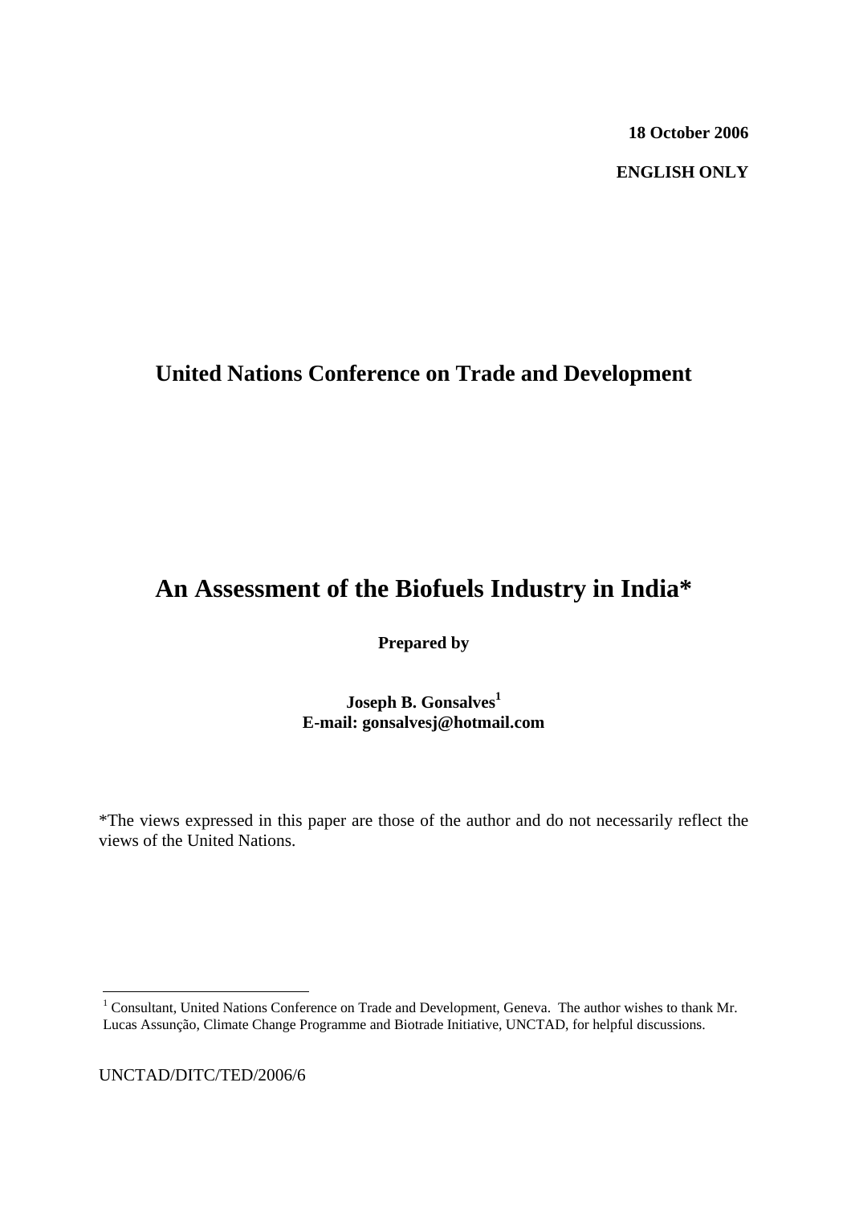**18 October 2006**

**ENGLISH ONLY**

## United Nations Conference on Trade and Development

# An Assessment of the Biofuels Industry in India*

**Prepared by**

**Joseph B. Gonsalves[1]**
**E-mail: gonsalvesj@hotmail.com**

*The views expressed in this paper are those of the author and do not necessarily reflect the views of the United Nations.

---

[1] Consultant, United Nations Conference on Trade and Development, Geneva. The author wishes to thank Mr. Lucas Assunção, Climate Change Programme and Biotrade Initiative, UNCTAD, for helpful discussions.

UNCTAD/DITC/TED/2006/6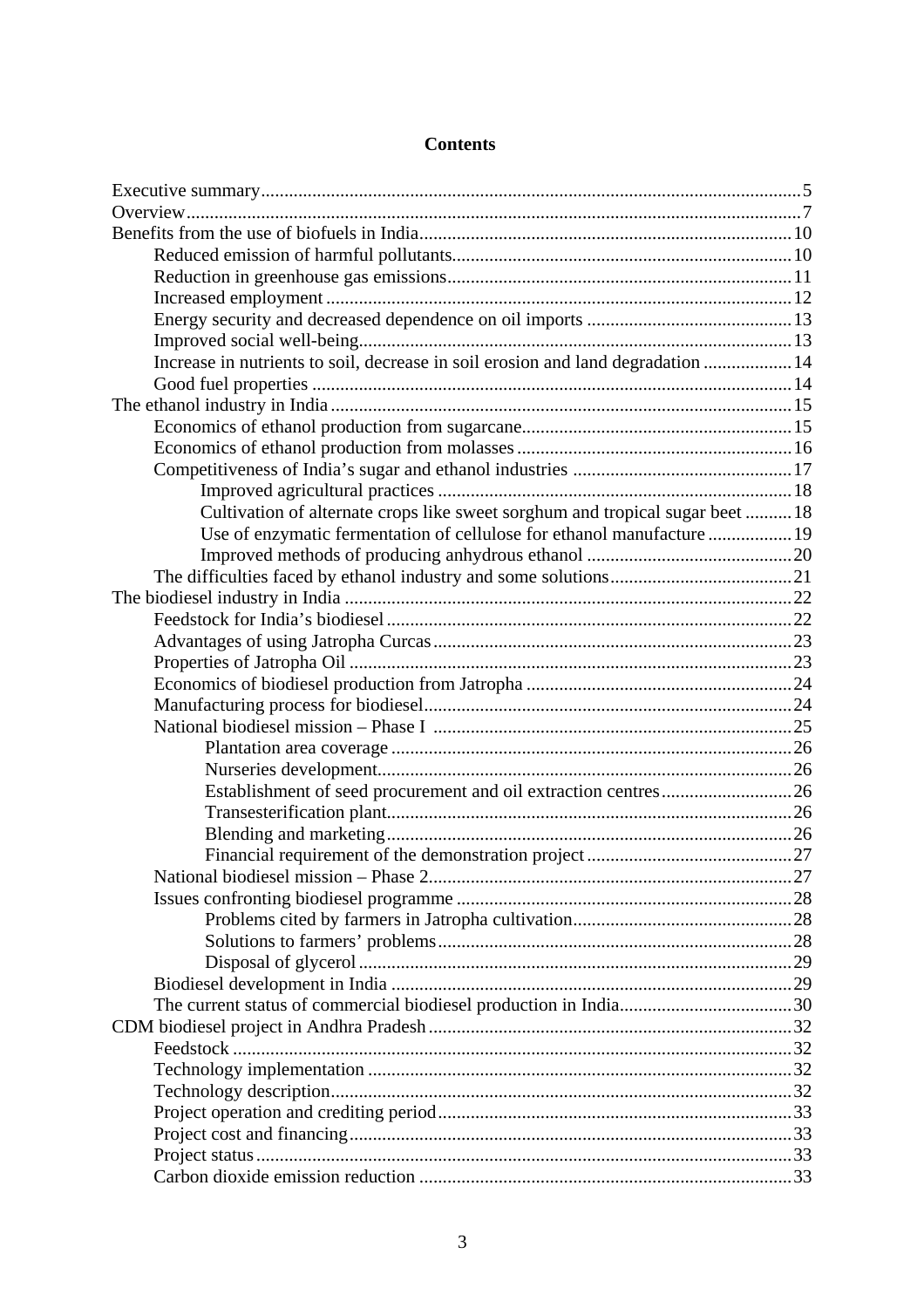# Contents

- Executive summary ..... 5
- Overview ..... 7
- Benefits from the use of biofuels in India ..... 10
    - Reduced emission of harmful pollutants ..... 10
    - Reduction in greenhouse gas emissions ..... 11
    - Increased employment ..... 12
    - Energy security and decreased dependence on oil imports ..... 13
    - Improved social well-being ..... 13
    - Increase in nutrients to soil, decrease in soil erosion and land degradation ..... 14
    - Good fuel properties ..... 14
- The ethanol industry in India ..... 15
    - Economics of ethanol production from sugarcane ..... 15
    - Economics of ethanol production from molasses ..... 16
    - Competitiveness of India's sugar and ethanol industries ..... 17
        - Improved agricultural practices ..... 18
        - Cultivation of alternate crops like sweet sorghum and tropical sugar beet ..... 18
        - Use of enzymatic fermentation of cellulose for ethanol manufacture ..... 19
        - Improved methods of producing anhydrous ethanol ..... 20
    - The difficulties faced by ethanol industry and some solutions ..... 21
- The biodiesel industry in India ..... 22
    - Feedstock for India's biodiesel ..... 22
    - Advantages of using Jatropha Curcas ..... 23
    - Properties of Jatropha Oil ..... 23
    - Economics of biodiesel production from Jatropha ..... 24
    - Manufacturing process for biodiesel ..... 24
    - National biodiesel mission – Phase I ..... 25
        - Plantation area coverage ..... 26
        - Nurseries development ..... 26
        - Establishment of seed procurement and oil extraction centres ..... 26
        - Transesterification plant ..... 26
        - Blending and marketing ..... 26
        - Financial requirement of the demonstration project ..... 27
    - National biodiesel mission – Phase 2 ..... 27
    - Issues confronting biodiesel programme ..... 28
        - Problems cited by farmers in Jatropha cultivation ..... 28
        - Solutions to farmers' problems ..... 28
        - Disposal of glycerol ..... 29
    - Biodiesel development in India ..... 29
    - The current status of commercial biodiesel production in India ..... 30
- CDM biodiesel project in Andhra Pradesh ..... 32
    - Feedstock ..... 32
    - Technology implementation ..... 32
    - Technology description ..... 32
    - Project operation and crediting period ..... 33
    - Project cost and financing ..... 33
    - Project status ..... 33
    - Carbon dioxide emission reduction ..... 33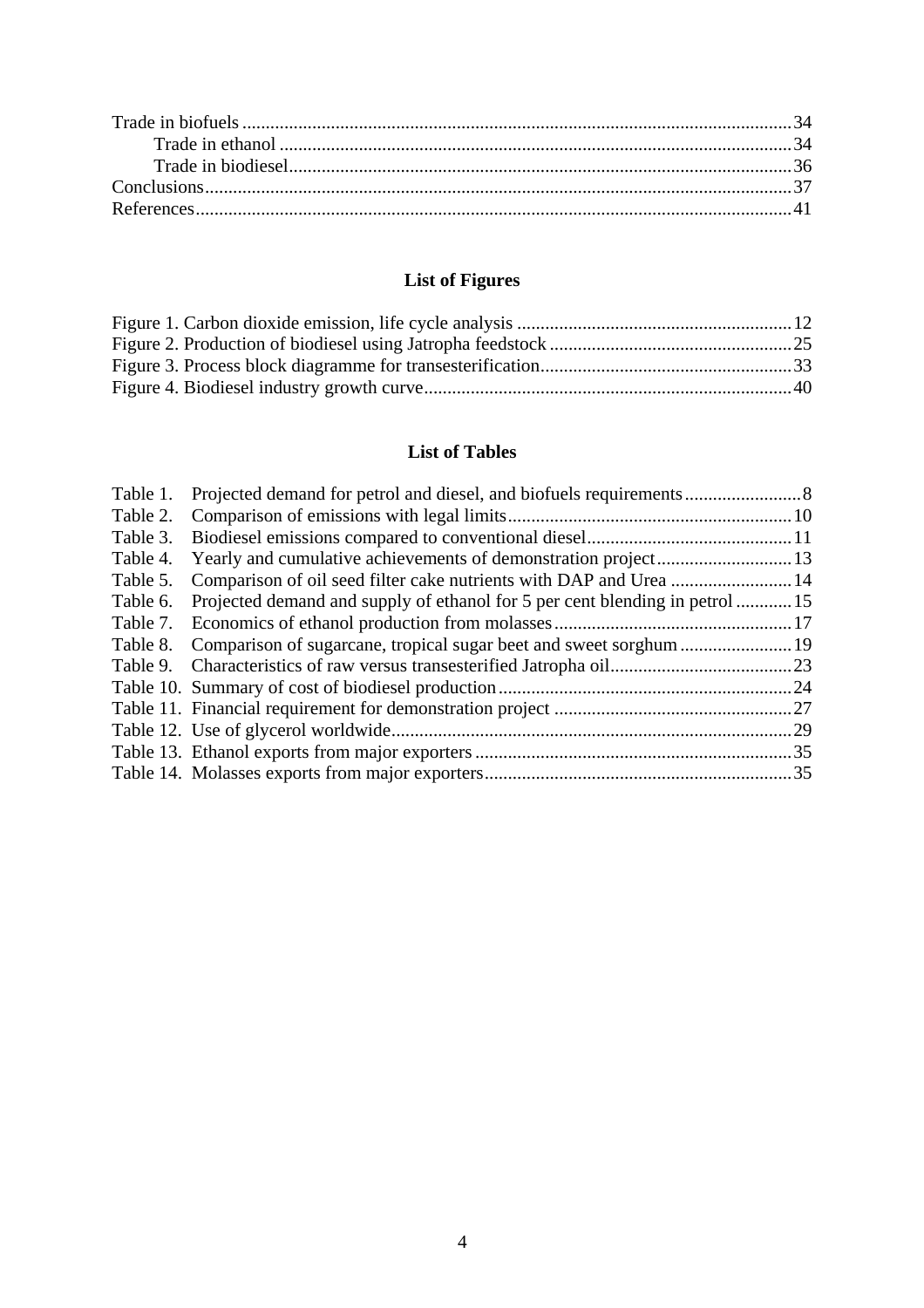Trade in biofuels ........................................................................................................ 34
    Trade in ethanol ....................................................................................................... 34
    Trade in biodiesel ..................................................................................................... 36
Conclusions ................................................................................................................ 37
References .................................................................................................................. 41

## List of Figures

Figure 1. Carbon dioxide emission, life cycle analysis ............................................ 12
Figure 2. Production of biodiesel using Jatropha feedstock ..................................... 25
Figure 3. Process block diagramme for transesterification ....................................... 33
Figure 4. Biodiesel industry growth curve ................................................................ 40

## List of Tables

Table 1. Projected demand for petrol and diesel, and biofuels requirements ............ 8
Table 2. Comparison of emissions with legal limits .................................................. 10
Table 3. Biodiesel emissions compared to conventional diesel ................................ 11
Table 4. Yearly and cumulative achievements of demonstration project ................. 13
Table 5. Comparison of oil seed filter cake nutrients with DAP and Urea ............... 14
Table 6. Projected demand and supply of ethanol for 5 per cent blending in petrol ... 15
Table 7. Economics of ethanol production from molasses ....................................... 17
Table 8. Comparison of sugarcane, tropical sugar beet and sweet sorghum ............. 19
Table 9. Characteristics of raw versus transesterified Jatropha oil ........................... 23
Table 10. Summary of cost of biodiesel production ................................................. 24
Table 11. Financial requirement for demonstration project ...................................... 27
Table 12. Use of glycerol worldwide ......................................................................... 29
Table 13. Ethanol exports from major exporters ....................................................... 35
Table 14. Molasses exports from major exporters ..................................................... 35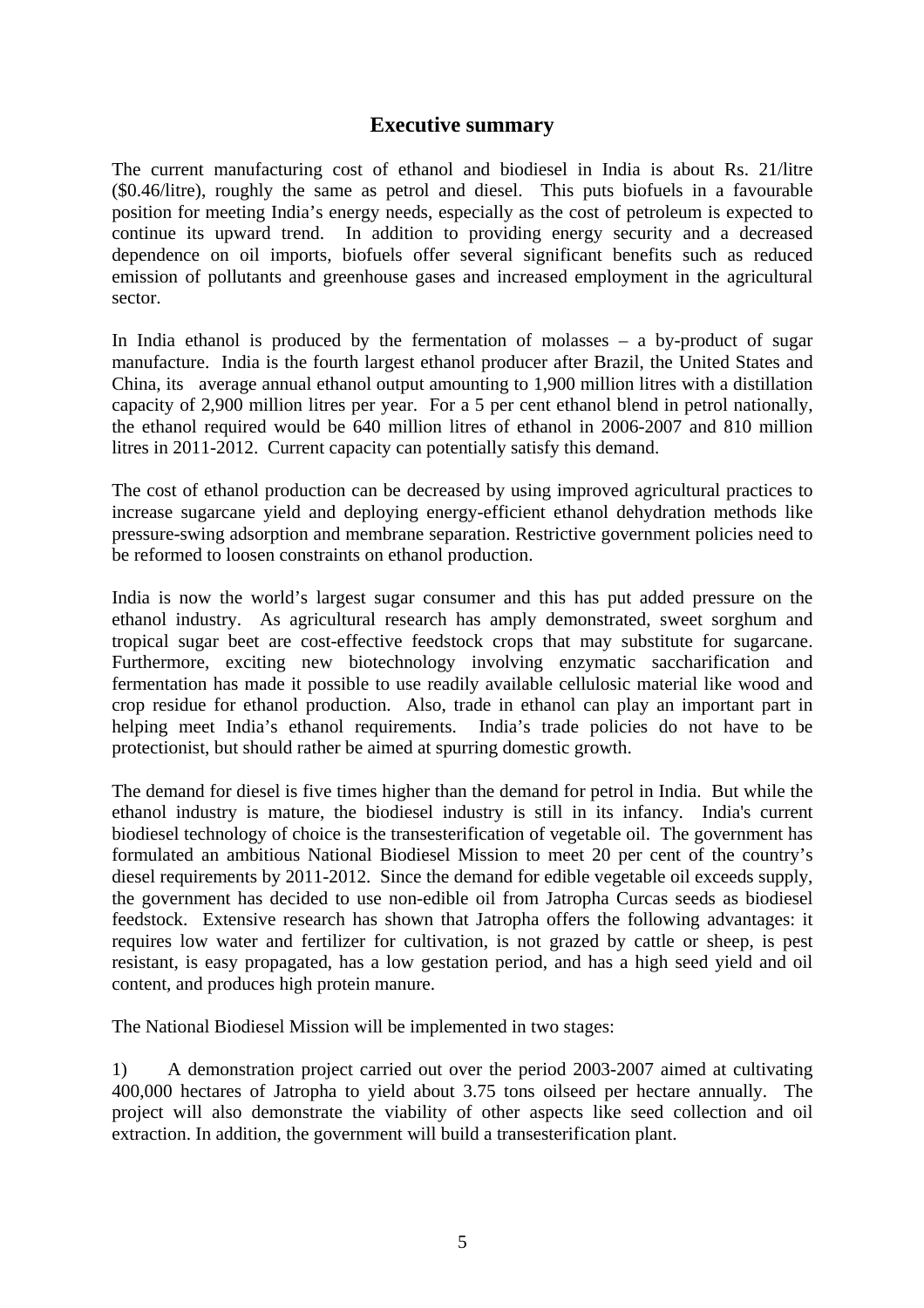## Executive summary

The current manufacturing cost of ethanol and biodiesel in India is about Rs. 21/litre ($0.46/litre), roughly the same as petrol and diesel. This puts biofuels in a favourable position for meeting India's energy needs, especially as the cost of petroleum is expected to continue its upward trend. In addition to providing energy security and a decreased dependence on oil imports, biofuels offer several significant benefits such as reduced emission of pollutants and greenhouse gases and increased employment in the agricultural sector.

In India ethanol is produced by the fermentation of molasses – a by-product of sugar manufacture. India is the fourth largest ethanol producer after Brazil, the United States and China, its average annual ethanol output amounting to 1,900 million litres with a distillation capacity of 2,900 million litres per year. For a 5 per cent ethanol blend in petrol nationally, the ethanol required would be 640 million litres of ethanol in 2006-2007 and 810 million litres in 2011-2012. Current capacity can potentially satisfy this demand.

The cost of ethanol production can be decreased by using improved agricultural practices to increase sugarcane yield and deploying energy-efficient ethanol dehydration methods like pressure-swing adsorption and membrane separation. Restrictive government policies need to be reformed to loosen constraints on ethanol production.

India is now the world's largest sugar consumer and this has put added pressure on the ethanol industry. As agricultural research has amply demonstrated, sweet sorghum and tropical sugar beet are cost-effective feedstock crops that may substitute for sugarcane. Furthermore, exciting new biotechnology involving enzymatic saccharification and fermentation has made it possible to use readily available cellulosic material like wood and crop residue for ethanol production. Also, trade in ethanol can play an important part in helping meet India's ethanol requirements. India's trade policies do not have to be protectionist, but should rather be aimed at spurring domestic growth.

The demand for diesel is five times higher than the demand for petrol in India. But while the ethanol industry is mature, the biodiesel industry is still in its infancy. India's current biodiesel technology of choice is the transesterification of vegetable oil. The government has formulated an ambitious National Biodiesel Mission to meet 20 per cent of the country's diesel requirements by 2011-2012. Since the demand for edible vegetable oil exceeds supply, the government has decided to use non-edible oil from Jatropha Curcas seeds as biodiesel feedstock. Extensive research has shown that Jatropha offers the following advantages: it requires low water and fertilizer for cultivation, is not grazed by cattle or sheep, is pest resistant, is easy propagated, has a low gestation period, and has a high seed yield and oil content, and produces high protein manure.

The National Biodiesel Mission will be implemented in two stages:

1) A demonstration project carried out over the period 2003-2007 aimed at cultivating 400,000 hectares of Jatropha to yield about 3.75 tons oilseed per hectare annually. The project will also demonstrate the viability of other aspects like seed collection and oil extraction. In addition, the government will build a transesterification plant.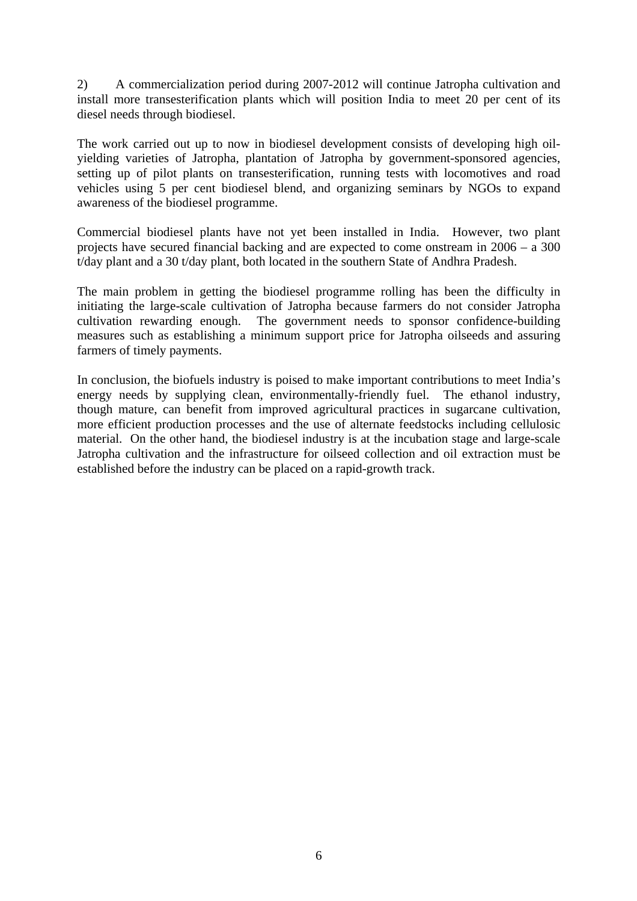2) A commercialization period during 2007-2012 will continue Jatropha cultivation and install more transesterification plants which will position India to meet 20 per cent of its diesel needs through biodiesel.

The work carried out up to now in biodiesel development consists of developing high oil-yielding varieties of Jatropha, plantation of Jatropha by government-sponsored agencies, setting up of pilot plants on transesterification, running tests with locomotives and road vehicles using 5 per cent biodiesel blend, and organizing seminars by NGOs to expand awareness of the biodiesel programme.

Commercial biodiesel plants have not yet been installed in India. However, two plant projects have secured financial backing and are expected to come onstream in 2006 – a 300 t/day plant and a 30 t/day plant, both located in the southern State of Andhra Pradesh.

The main problem in getting the biodiesel programme rolling has been the difficulty in initiating the large-scale cultivation of Jatropha because farmers do not consider Jatropha cultivation rewarding enough. The government needs to sponsor confidence-building measures such as establishing a minimum support price for Jatropha oilseeds and assuring farmers of timely payments.

In conclusion, the biofuels industry is poised to make important contributions to meet India's energy needs by supplying clean, environmentally-friendly fuel. The ethanol industry, though mature, can benefit from improved agricultural practices in sugarcane cultivation, more efficient production processes and the use of alternate feedstocks including cellulosic material. On the other hand, the biodiesel industry is at the incubation stage and large-scale Jatropha cultivation and the infrastructure for oilseed collection and oil extraction must be established before the industry can be placed on a rapid-growth track.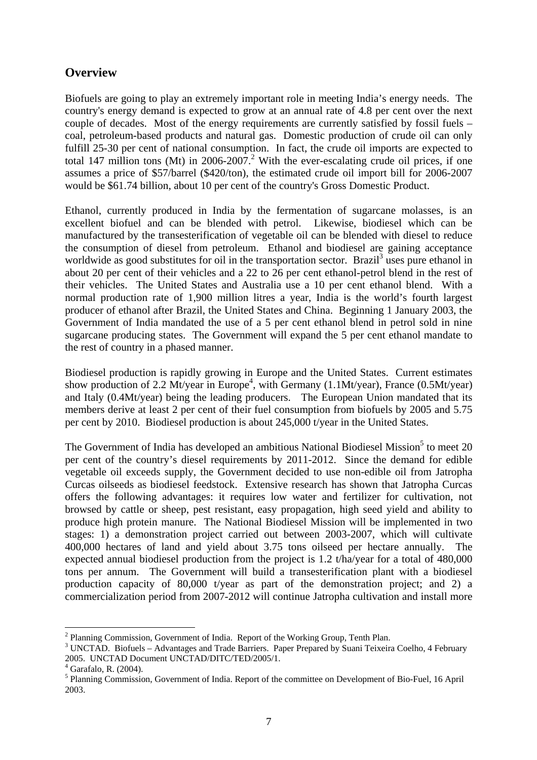## Overview

Biofuels are going to play an extremely important role in meeting India's energy needs. The country's energy demand is expected to grow at an annual rate of 4.8 per cent over the next couple of decades. Most of the energy requirements are currently satisfied by fossil fuels – coal, petroleum-based products and natural gas. Domestic production of crude oil can only fulfill 25-30 per cent of national consumption. In fact, the crude oil imports are expected to total 147 million tons (Mt) in 2006-2007.[2] With the ever-escalating crude oil prices, if one assumes a price of $57/barrel ($420/ton), the estimated crude oil import bill for 2006-2007 would be $61.74 billion, about 10 per cent of the country's Gross Domestic Product.

Ethanol, currently produced in India by the fermentation of sugarcane molasses, is an excellent biofuel and can be blended with petrol. Likewise, biodiesel which can be manufactured by the transesterification of vegetable oil can be blended with diesel to reduce the consumption of diesel from petroleum. Ethanol and biodiesel are gaining acceptance worldwide as good substitutes for oil in the transportation sector. Brazil[3] uses pure ethanol in about 20 per cent of their vehicles and a 22 to 26 per cent ethanol-petrol blend in the rest of their vehicles. The United States and Australia use a 10 per cent ethanol blend. With a normal production rate of 1,900 million litres a year, India is the world's fourth largest producer of ethanol after Brazil, the United States and China. Beginning 1 January 2003, the Government of India mandated the use of a 5 per cent ethanol blend in petrol sold in nine sugarcane producing states. The Government will expand the 5 per cent ethanol mandate to the rest of country in a phased manner.

Biodiesel production is rapidly growing in Europe and the United States. Current estimates show production of 2.2 Mt/year in Europe[4], with Germany (1.1Mt/year), France (0.5Mt/year) and Italy (0.4Mt/year) being the leading producers. The European Union mandated that its members derive at least 2 per cent of their fuel consumption from biofuels by 2005 and 5.75 per cent by 2010. Biodiesel production is about 245,000 t/year in the United States.

The Government of India has developed an ambitious National Biodiesel Mission[5] to meet 20 per cent of the country's diesel requirements by 2011-2012. Since the demand for edible vegetable oil exceeds supply, the Government decided to use non-edible oil from Jatropha Curcas oilseeds as biodiesel feedstock. Extensive research has shown that Jatropha Curcas offers the following advantages: it requires low water and fertilizer for cultivation, not browsed by cattle or sheep, pest resistant, easy propagation, high seed yield and ability to produce high protein manure. The National Biodiesel Mission will be implemented in two stages: 1) a demonstration project carried out between 2003-2007, which will cultivate 400,000 hectares of land and yield about 3.75 tons oilseed per hectare annually. The expected annual biodiesel production from the project is 1.2 t/ha/year for a total of 480,000 tons per annum. The Government will build a transesterification plant with a biodiesel production capacity of 80,000 t/year as part of the demonstration project; and 2) a commercialization period from 2007-2012 will continue Jatropha cultivation and install more

---

[2] Planning Commission, Government of India. Report of the Working Group, Tenth Plan.

[3] UNCTAD. Biofuels – Advantages and Trade Barriers. Paper Prepared by Suani Teixeira Coelho, 4 February 2005. UNCTAD Document UNCTAD/DITC/TED/2005/1.

[4] Garafalo, R. (2004).

[5] Planning Commission, Government of India. Report of the committee on Development of Bio-Fuel, 16 April 2003.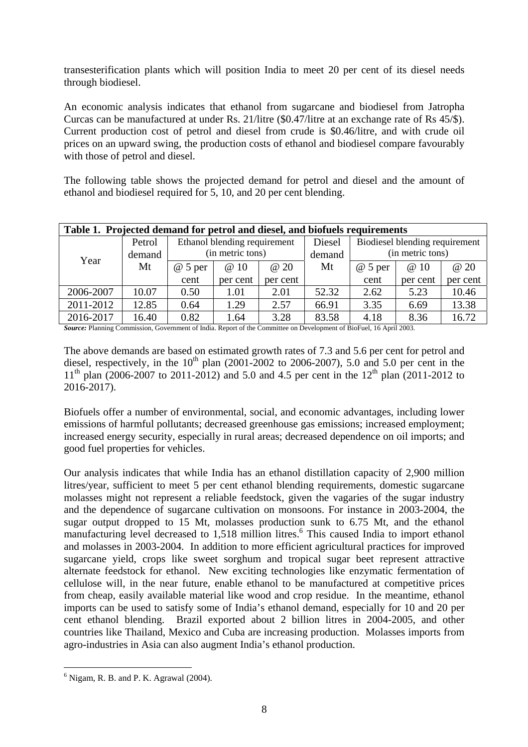transesterification plants which will position India to meet 20 per cent of its diesel needs through biodiesel.

An economic analysis indicates that ethanol from sugarcane and biodiesel from Jatropha Curcas can be manufactured at under Rs. 21/litre ($0.47/litre at an exchange rate of Rs 45/$). Current production cost of petrol and diesel from crude is $0.46/litre, and with crude oil prices on an upward swing, the production costs of ethanol and biodiesel compare favourably with those of petrol and diesel.

The following table shows the projected demand for petrol and diesel and the amount of ethanol and biodiesel required for 5, 10, and 20 per cent blending.

**Table 1. Projected demand for petrol and diesel, and biofuels requirements**

| Year | Petrol demand Mt | Ethanol blending requirement (in metric tons) | | | Diesel demand Mt | Biodiesel blending requirement (in metric tons) | | |
|---|---|---|---|---|---|---|---|---|
| | | @ 5 per cent | @ 10 per cent | @ 20 per cent | | @ 5 per cent | @ 10 per cent | @ 20 per cent |
| 2006-2007 | 10.07 | 0.50 | 1.01 | 2.01 | 52.32 | 2.62 | 5.23 | 10.46 |
| 2011-2012 | 12.85 | 0.64 | 1.29 | 2.57 | 66.91 | 3.35 | 6.69 | 13.38 |
| 2016-2017 | 16.40 | 0.82 | 1.64 | 3.28 | 83.58 | 4.18 | 8.36 | 16.72 |

***Source:*** Planning Commission, Government of India. Report of the Committee on Development of BioFuel, 16 April 2003.

The above demands are based on estimated growth rates of 7.3 and 5.6 per cent for petrol and diesel, respectively, in the 10th plan (2001-2002 to 2006-2007), 5.0 and 5.0 per cent in the 11th plan (2006-2007 to 2011-2012) and 5.0 and 4.5 per cent in the 12th plan (2011-2012 to 2016-2017).

Biofuels offer a number of environmental, social, and economic advantages, including lower emissions of harmful pollutants; decreased greenhouse gas emissions; increased employment; increased energy security, especially in rural areas; decreased dependence on oil imports; and good fuel properties for vehicles.

Our analysis indicates that while India has an ethanol distillation capacity of 2,900 million litres/year, sufficient to meet 5 per cent ethanol blending requirements, domestic sugarcane molasses might not represent a reliable feedstock, given the vagaries of the sugar industry and the dependence of sugarcane cultivation on monsoons. For instance in 2003-2004, the sugar output dropped to 15 Mt, molasses production sunk to 6.75 Mt, and the ethanol manufacturing level decreased to 1,518 million litres.[6] This caused India to import ethanol and molasses in 2003-2004. In addition to more efficient agricultural practices for improved sugarcane yield, crops like sweet sorghum and tropical sugar beet represent attractive alternate feedstock for ethanol. New exciting technologies like enzymatic fermentation of cellulose will, in the near future, enable ethanol to be manufactured at competitive prices from cheap, easily available material like wood and crop residue. In the meantime, ethanol imports can be used to satisfy some of India's ethanol demand, especially for 10 and 20 per cent ethanol blending. Brazil exported about 2 billion litres in 2004-2005, and other countries like Thailand, Mexico and Cuba are increasing production. Molasses imports from agro-industries in Asia can also augment India's ethanol production.

[6] Nigam, R. B. and P. K. Agrawal (2004).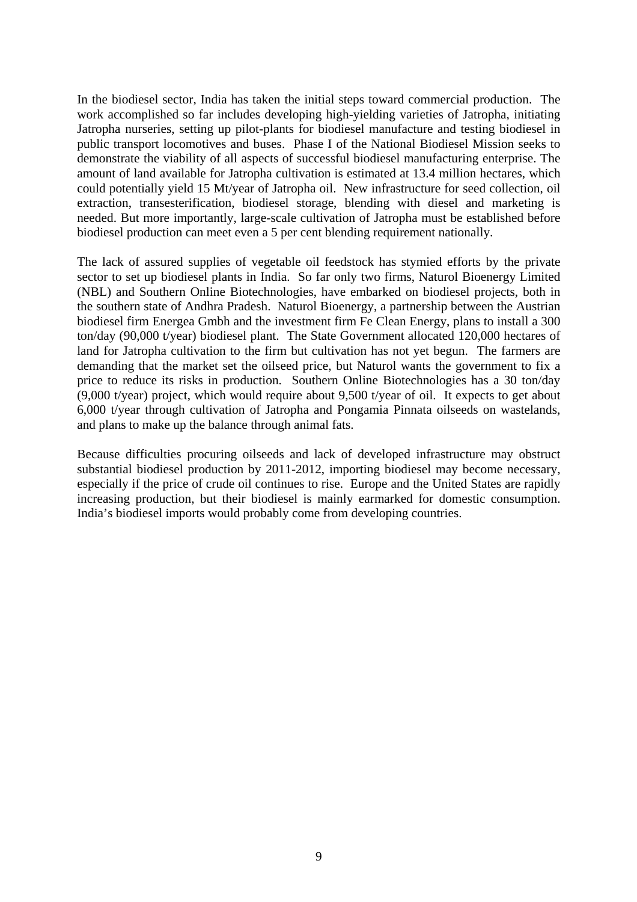In the biodiesel sector, India has taken the initial steps toward commercial production. The work accomplished so far includes developing high-yielding varieties of Jatropha, initiating Jatropha nurseries, setting up pilot-plants for biodiesel manufacture and testing biodiesel in public transport locomotives and buses. Phase I of the National Biodiesel Mission seeks to demonstrate the viability of all aspects of successful biodiesel manufacturing enterprise. The amount of land available for Jatropha cultivation is estimated at 13.4 million hectares, which could potentially yield 15 Mt/year of Jatropha oil. New infrastructure for seed collection, oil extraction, transesterification, biodiesel storage, blending with diesel and marketing is needed. But more importantly, large-scale cultivation of Jatropha must be established before biodiesel production can meet even a 5 per cent blending requirement nationally.

The lack of assured supplies of vegetable oil feedstock has stymied efforts by the private sector to set up biodiesel plants in India. So far only two firms, Naturol Bioenergy Limited (NBL) and Southern Online Biotechnologies, have embarked on biodiesel projects, both in the southern state of Andhra Pradesh. Naturol Bioenergy, a partnership between the Austrian biodiesel firm Energea Gmbh and the investment firm Fe Clean Energy, plans to install a 300 ton/day (90,000 t/year) biodiesel plant. The State Government allocated 120,000 hectares of land for Jatropha cultivation to the firm but cultivation has not yet begun. The farmers are demanding that the market set the oilseed price, but Naturol wants the government to fix a price to reduce its risks in production. Southern Online Biotechnologies has a 30 ton/day (9,000 t/year) project, which would require about 9,500 t/year of oil. It expects to get about 6,000 t/year through cultivation of Jatropha and Pongamia Pinnata oilseeds on wastelands, and plans to make up the balance through animal fats.

Because difficulties procuring oilseeds and lack of developed infrastructure may obstruct substantial biodiesel production by 2011-2012, importing biodiesel may become necessary, especially if the price of crude oil continues to rise. Europe and the United States are rapidly increasing production, but their biodiesel is mainly earmarked for domestic consumption. India's biodiesel imports would probably come from developing countries.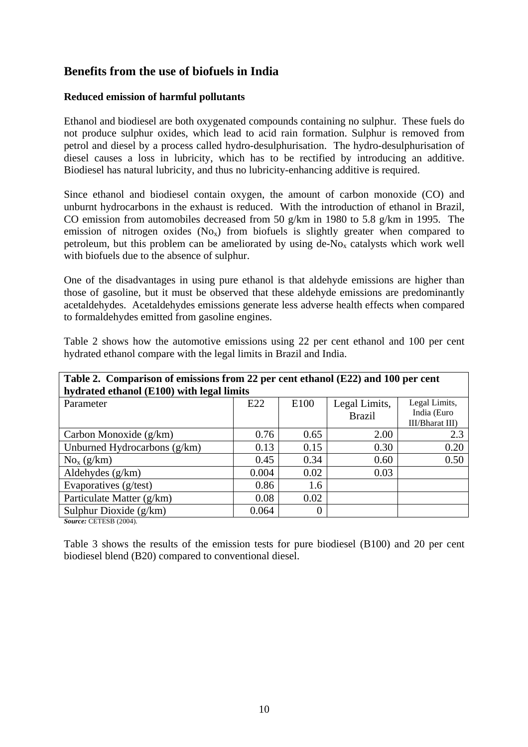## Benefits from the use of biofuels in India

### Reduced emission of harmful pollutants

Ethanol and biodiesel are both oxygenated compounds containing no sulphur. These fuels do not produce sulphur oxides, which lead to acid rain formation. Sulphur is removed from petrol and diesel by a process called hydro-desulphurisation. The hydro-desulphurisation of diesel causes a loss in lubricity, which has to be rectified by introducing an additive. Biodiesel has natural lubricity, and thus no lubricity-enhancing additive is required.

Since ethanol and biodiesel contain oxygen, the amount of carbon monoxide (CO) and unburnt hydrocarbons in the exhaust is reduced. With the introduction of ethanol in Brazil, CO emission from automobiles decreased from 50 g/km in 1980 to 5.8 g/km in 1995. The emission of nitrogen oxides ($No_x$) from biofuels is slightly greater when compared to petroleum, but this problem can be ameliorated by using de-$No_x$ catalysts which work well with biofuels due to the absence of sulphur.

One of the disadvantages in using pure ethanol is that aldehyde emissions are higher than those of gasoline, but it must be observed that these aldehyde emissions are predominantly acetaldehydes. Acetaldehydes emissions generate less adverse health effects when compared to formaldehydes emitted from gasoline engines.

Table 2 shows how the automotive emissions using 22 per cent ethanol and 100 per cent hydrated ethanol compare with the legal limits in Brazil and India.

**Table 2. Comparison of emissions from 22 per cent ethanol (E22) and 100 per cent hydrated ethanol (E100) with legal limits**

| Parameter | E22 | E100 | Legal Limits, Brazil | Legal Limits, India (Euro III/Bharat III) |
|---|---|---|---|---|
| Carbon Monoxide (g/km) | 0.76 | 0.65 | 2.00 | 2.3 |
| Unburned Hydrocarbons (g/km) | 0.13 | 0.15 | 0.30 | 0.20 |
| $No_x$ (g/km) | 0.45 | 0.34 | 0.60 | 0.50 |
| Aldehydes (g/km) | 0.004 | 0.02 | 0.03 | |
| Evaporatives (g/test) | 0.86 | 1.6 | | |
| Particulate Matter (g/km) | 0.08 | 0.02 | | |
| Sulphur Dioxide (g/km) | 0.064 | 0 | | |

***Source:*** CETESB (2004).

Table 3 shows the results of the emission tests for pure biodiesel (B100) and 20 per cent biodiesel blend (B20) compared to conventional diesel.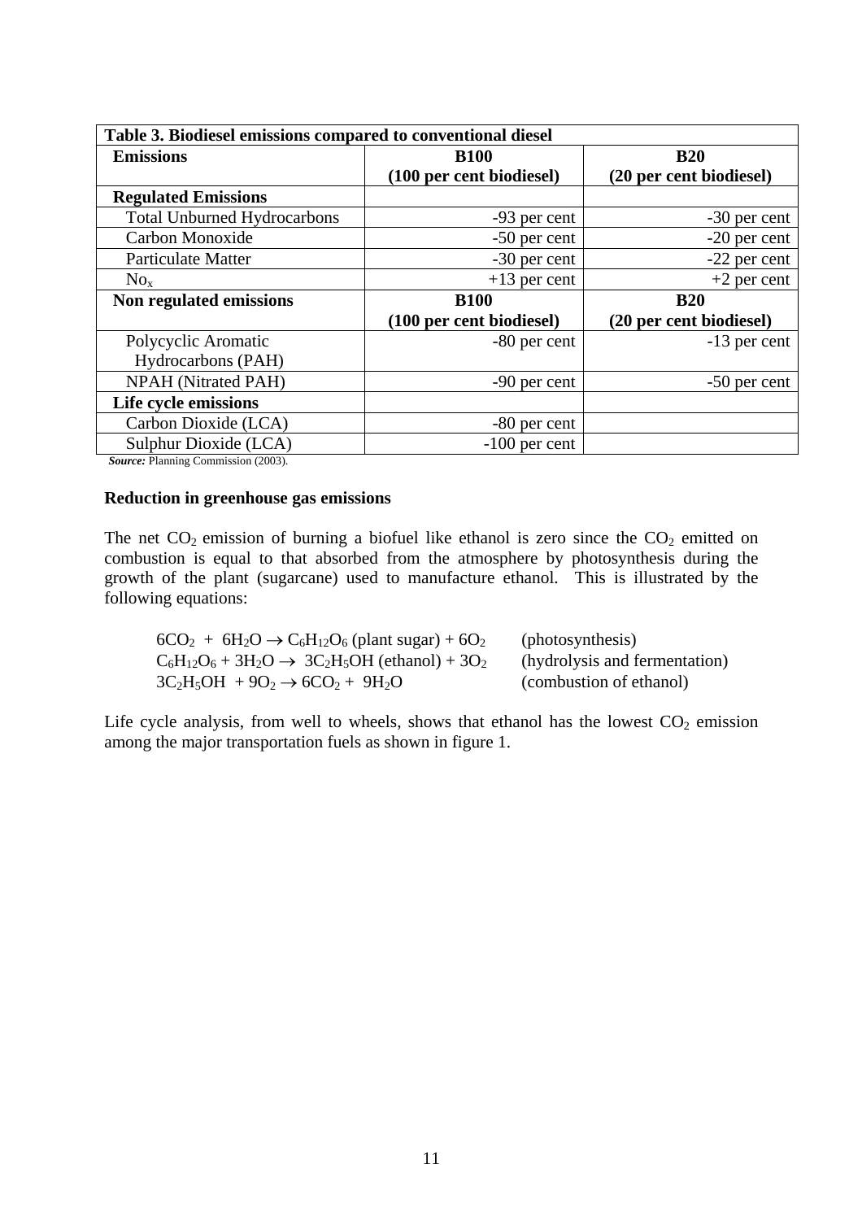| Table 3. Biodiesel emissions compared to conventional diesel | | |
|---|---|---|
| **Emissions** | **B100 (100 per cent biodiesel)** | **B20 (20 per cent biodiesel)** |
| **Regulated Emissions** | | |
| Total Unburned Hydrocarbons | -93 per cent | -30 per cent |
| Carbon Monoxide | -50 per cent | -20 per cent |
| Particulate Matter | -30 per cent | -22 per cent |
| $No_x$ | +13 per cent | +2 per cent |
| **Non regulated emissions** | **B100 (100 per cent biodiesel)** | **B20 (20 per cent biodiesel)** |
| Polycyclic Aromatic Hydrocarbons (PAH) | -80 per cent | -13 per cent |
| NPAH (Nitrated PAH) | -90 per cent | -50 per cent |
| **Life cycle emissions** | | |
| Carbon Dioxide (LCA) | -80 per cent | |
| Sulphur Dioxide (LCA) | -100 per cent | |

***Source:*** Planning Commission (2003).

**Reduction in greenhouse gas emissions**

The net $CO_2$ emission of burning a biofuel like ethanol is zero since the $CO_2$ emitted on combustion is equal to that absorbed from the atmosphere by photosynthesis during the growth of the plant (sugarcane) used to manufacture ethanol. This is illustrated by the following equations:

$$6CO_2 + 6H_2O \rightarrow C_6H_{12}O_6 \text{ (plant sugar)} + 6O_2 \quad \text{(photosynthesis)}$$

$$C_6H_{12}O_6 + 3H_2O \rightarrow 3C_2H_5OH \text{ (ethanol)} + 3O_2 \quad \text{(hydrolysis and fermentation)}$$

$$3C_2H_5OH + 9O_2 \rightarrow 6CO_2 + 9H_2O \quad \text{(combustion of ethanol)}$$

Life cycle analysis, from well to wheels, shows that ethanol has the lowest $CO_2$ emission among the major transportation fuels as shown in figure 1.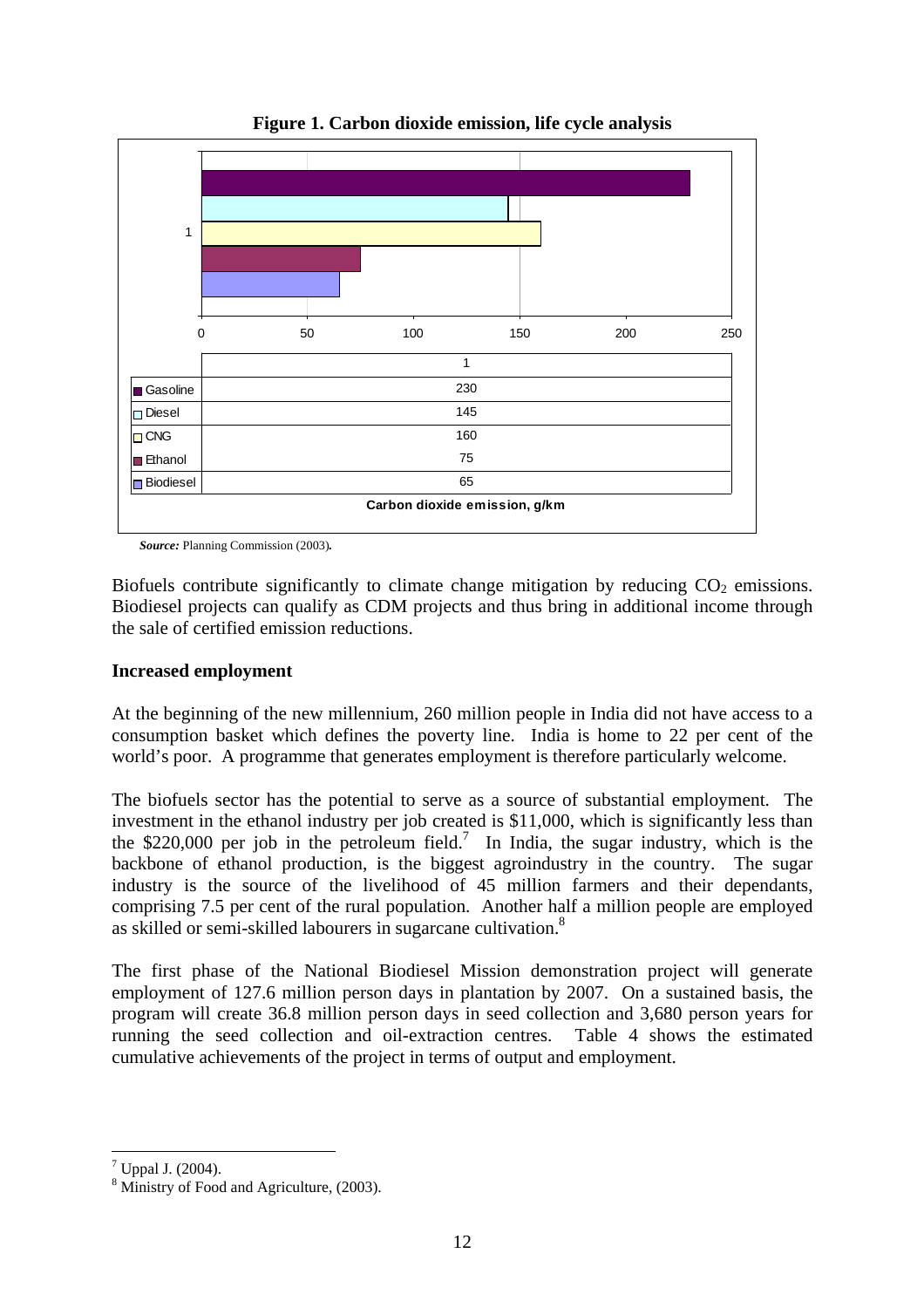**Figure 1. Carbon dioxide emission, life cycle analysis**

|  | 1 |
|---|---|
| Gasoline | 230 |
| Diesel | 145 |
| CNG | 160 |
| Ethanol | 75 |
| Biodiesel | 65 |

Carbon dioxide emission, g/km

*Source:* Planning Commission (2003)*.*

Biofuels contribute significantly to climate change mitigation by reducing $CO_2$ emissions. Biodiesel projects can qualify as CDM projects and thus bring in additional income through the sale of certified emission reductions.

**Increased employment**

At the beginning of the new millennium, 260 million people in India did not have access to a consumption basket which defines the poverty line. India is home to 22 per cent of the world's poor. A programme that generates employment is therefore particularly welcome.

The biofuels sector has the potential to serve as a source of substantial employment. The investment in the ethanol industry per job created is \$11,000, which is significantly less than the \$220,000 per job in the petroleum field.[7] In India, the sugar industry, which is the backbone of ethanol production, is the biggest agroindustry in the country. The sugar industry is the source of the livelihood of 45 million farmers and their dependants, comprising 7.5 per cent of the rural population. Another half a million people are employed as skilled or semi-skilled labourers in sugarcane cultivation.[8]

The first phase of the National Biodiesel Mission demonstration project will generate employment of 127.6 million person days in plantation by 2007. On a sustained basis, the program will create 36.8 million person days in seed collection and 3,680 person years for running the seed collection and oil-extraction centres. Table 4 shows the estimated cumulative achievements of the project in terms of output and employment.

[7] Uppal J. (2004).

[8] Ministry of Food and Agriculture, (2003).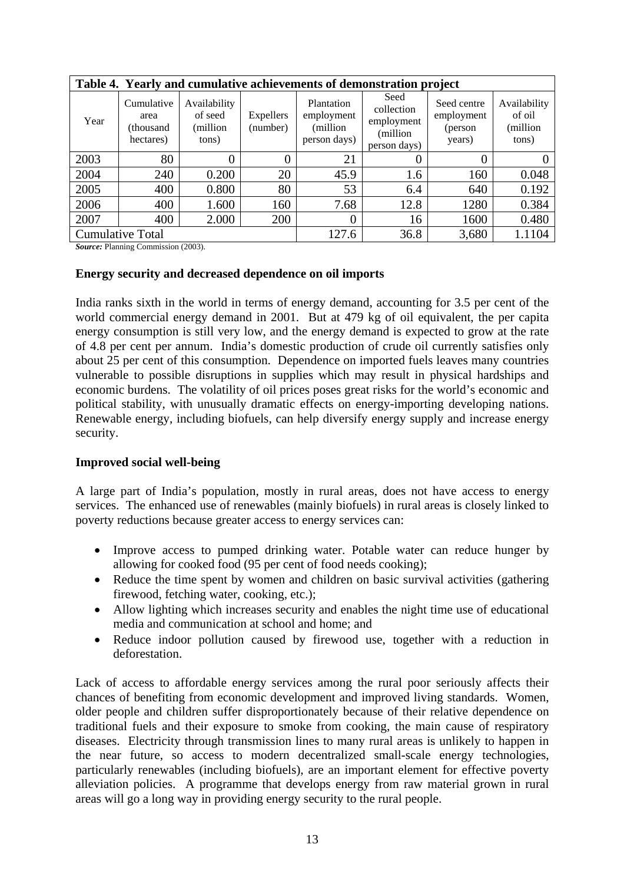**Table 4. Yearly and cumulative achievements of demonstration project**

| Year | Cumulative area (thousand hectares) | Availability of seed (million tons) | Expellers (number) | Plantation employment (million person days) | Seed collection employment (million person days) | Seed centre employment (person years) | Availability of oil (million tons) |
|---|---|---|---|---|---|---|---|
| 2003 | 80 | 0 | 0 | 21 | 0 | 0 | 0 |
| 2004 | 240 | 0.200 | 20 | 45.9 | 1.6 | 160 | 0.048 |
| 2005 | 400 | 0.800 | 80 | 53 | 6.4 | 640 | 0.192 |
| 2006 | 400 | 1.600 | 160 | 7.68 | 12.8 | 1280 | 0.384 |
| 2007 | 400 | 2.000 | 200 | 0 | 16 | 1600 | 0.480 |
| Cumulative Total | | | | 127.6 | 36.8 | 3,680 | 1.1104 |

***Source:*** Planning Commission (2003).

**Energy security and decreased dependence on oil imports**

India ranks sixth in the world in terms of energy demand, accounting for 3.5 per cent of the world commercial energy demand in 2001. But at 479 kg of oil equivalent, the per capita energy consumption is still very low, and the energy demand is expected to grow at the rate of 4.8 per cent per annum. India's domestic production of crude oil currently satisfies only about 25 per cent of this consumption. Dependence on imported fuels leaves many countries vulnerable to possible disruptions in supplies which may result in physical hardships and economic burdens. The volatility of oil prices poses great risks for the world's economic and political stability, with unusually dramatic effects on energy-importing developing nations. Renewable energy, including biofuels, can help diversify energy supply and increase energy security.

**Improved social well-being**

A large part of India's population, mostly in rural areas, does not have access to energy services. The enhanced use of renewables (mainly biofuels) in rural areas is closely linked to poverty reductions because greater access to energy services can:

- Improve access to pumped drinking water. Potable water can reduce hunger by allowing for cooked food (95 per cent of food needs cooking);
- Reduce the time spent by women and children on basic survival activities (gathering firewood, fetching water, cooking, etc.);
- Allow lighting which increases security and enables the night time use of educational media and communication at school and home; and
- Reduce indoor pollution caused by firewood use, together with a reduction in deforestation.

Lack of access to affordable energy services among the rural poor seriously affects their chances of benefiting from economic development and improved living standards. Women, older people and children suffer disproportionately because of their relative dependence on traditional fuels and their exposure to smoke from cooking, the main cause of respiratory diseases. Electricity through transmission lines to many rural areas is unlikely to happen in the near future, so access to modern decentralized small-scale energy technologies, particularly renewables (including biofuels), are an important element for effective poverty alleviation policies. A programme that develops energy from raw material grown in rural areas will go a long way in providing energy security to the rural people.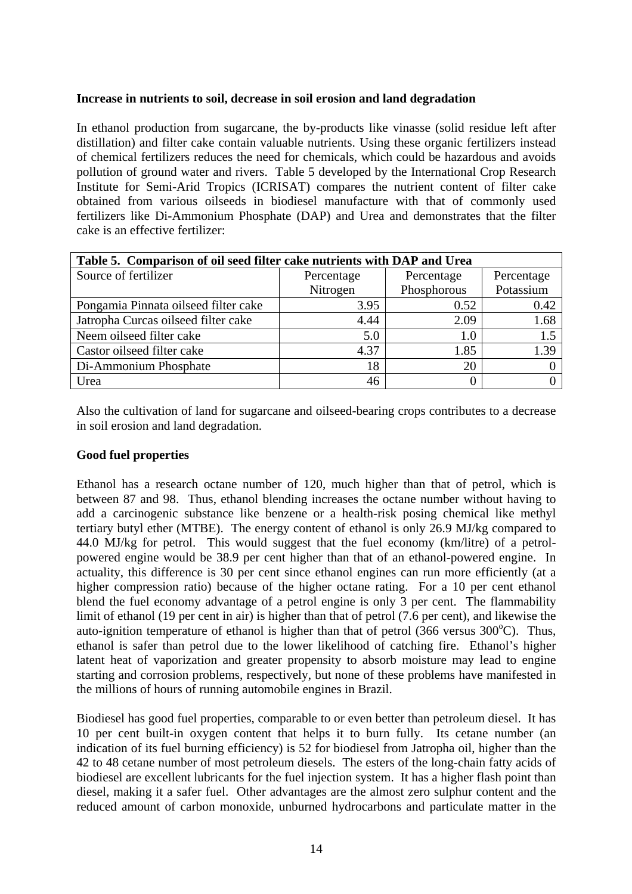**Increase in nutrients to soil, decrease in soil erosion and land degradation**

In ethanol production from sugarcane, the by-products like vinasse (solid residue left after distillation) and filter cake contain valuable nutrients. Using these organic fertilizers instead of chemical fertilizers reduces the need for chemicals, which could be hazardous and avoids pollution of ground water and rivers. Table 5 developed by the International Crop Research Institute for Semi-Arid Tropics (ICRISAT) compares the nutrient content of filter cake obtained from various oilseeds in biodiesel manufacture with that of commonly used fertilizers like Di-Ammonium Phosphate (DAP) and Urea and demonstrates that the filter cake is an effective fertilizer:

| Table 5. Comparison of oil seed filter cake nutrients with DAP and Urea | | | |
|---|---|---|---|
| Source of fertilizer | Percentage Nitrogen | Percentage Phosphorous | Percentage Potassium |
| Pongamia Pinnata oilseed filter cake | 3.95 | 0.52 | 0.42 |
| Jatropha Curcas oilseed filter cake | 4.44 | 2.09 | 1.68 |
| Neem oilseed filter cake | 5.0 | 1.0 | 1.5 |
| Castor oilseed filter cake | 4.37 | 1.85 | 1.39 |
| Di-Ammonium Phosphate | 18 | 20 | 0 |
| Urea | 46 | 0 | 0 |

Also the cultivation of land for sugarcane and oilseed-bearing crops contributes to a decrease in soil erosion and land degradation.

**Good fuel properties**

Ethanol has a research octane number of 120, much higher than that of petrol, which is between 87 and 98. Thus, ethanol blending increases the octane number without having to add a carcinogenic substance like benzene or a health-risk posing chemical like methyl tertiary butyl ether (MTBE). The energy content of ethanol is only 26.9 MJ/kg compared to 44.0 MJ/kg for petrol. This would suggest that the fuel economy (km/litre) of a petrol-powered engine would be 38.9 per cent higher than that of an ethanol-powered engine. In actuality, this difference is 30 per cent since ethanol engines can run more efficiently (at a higher compression ratio) because of the higher octane rating. For a 10 per cent ethanol blend the fuel economy advantage of a petrol engine is only 3 per cent. The flammability limit of ethanol (19 per cent in air) is higher than that of petrol (7.6 per cent), and likewise the auto-ignition temperature of ethanol is higher than that of petrol (366 versus 300$^{o}$C). Thus, ethanol is safer than petrol due to the lower likelihood of catching fire. Ethanol's higher latent heat of vaporization and greater propensity to absorb moisture may lead to engine starting and corrosion problems, respectively, but none of these problems have manifested in the millions of hours of running automobile engines in Brazil.

Biodiesel has good fuel properties, comparable to or even better than petroleum diesel. It has 10 per cent built-in oxygen content that helps it to burn fully. Its cetane number (an indication of its fuel burning efficiency) is 52 for biodiesel from Jatropha oil, higher than the 42 to 48 cetane number of most petroleum diesels. The esters of the long-chain fatty acids of biodiesel are excellent lubricants for the fuel injection system. It has a higher flash point than diesel, making it a safer fuel. Other advantages are the almost zero sulphur content and the reduced amount of carbon monoxide, unburned hydrocarbons and particulate matter in the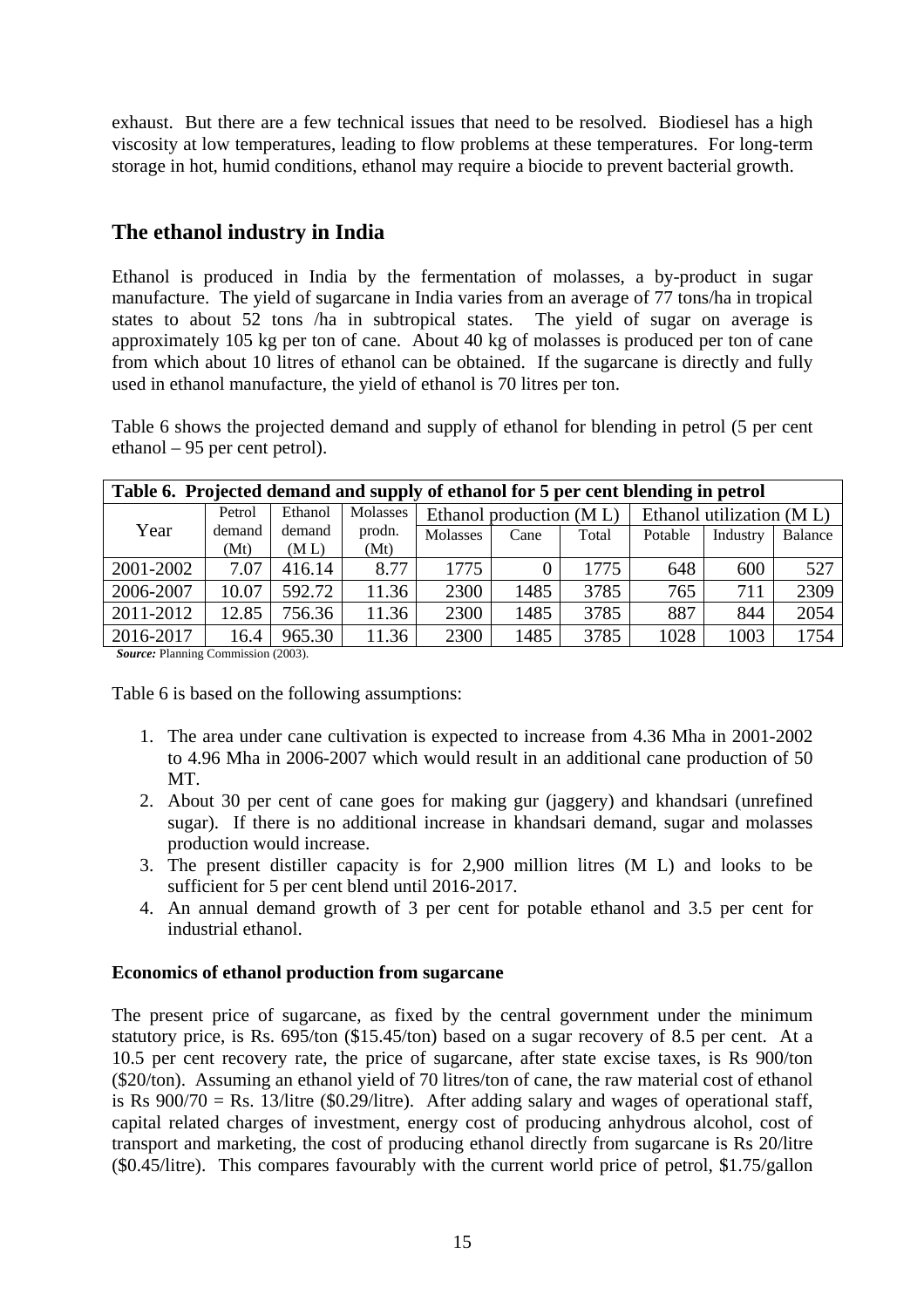exhaust. But there are a few technical issues that need to be resolved. Biodiesel has a high viscosity at low temperatures, leading to flow problems at these temperatures. For long-term storage in hot, humid conditions, ethanol may require a biocide to prevent bacterial growth.

## The ethanol industry in India

Ethanol is produced in India by the fermentation of molasses, a by-product in sugar manufacture. The yield of sugarcane in India varies from an average of 77 tons/ha in tropical states to about 52 tons /ha in subtropical states. The yield of sugar on average is approximately 105 kg per ton of cane. About 40 kg of molasses is produced per ton of cane from which about 10 litres of ethanol can be obtained. If the sugarcane is directly and fully used in ethanol manufacture, the yield of ethanol is 70 litres per ton.

Table 6 shows the projected demand and supply of ethanol for blending in petrol (5 per cent ethanol – 95 per cent petrol).

**Table 6. Projected demand and supply of ethanol for 5 per cent blending in petrol**

| Year | Petrol demand (Mt) | Ethanol demand (M L) | Molasses prodn. (Mt) | Ethanol production (M L) | | | Ethanol utilization (M L) | | |
|---|---|---|---|---|---|---|---|---|---|
| | | | | Molasses | Cane | Total | Potable | Industry | Balance |
| 2001-2002 | 7.07 | 416.14 | 8.77 | 1775 | 0 | 1775 | 648 | 600 | 527 |
| 2006-2007 | 10.07 | 592.72 | 11.36 | 2300 | 1485 | 3785 | 765 | 711 | 2309 |
| 2011-2012 | 12.85 | 756.36 | 11.36 | 2300 | 1485 | 3785 | 887 | 844 | 2054 |
| 2016-2017 | 16.4 | 965.30 | 11.36 | 2300 | 1485 | 3785 | 1028 | 1003 | 1754 |

***Source:*** Planning Commission (2003).

Table 6 is based on the following assumptions:

1. The area under cane cultivation is expected to increase from 4.36 Mha in 2001-2002 to 4.96 Mha in 2006-2007 which would result in an additional cane production of 50 MT.
2. About 30 per cent of cane goes for making gur (jaggery) and khandsari (unrefined sugar). If there is no additional increase in khandsari demand, sugar and molasses production would increase.
3. The present distiller capacity is for 2,900 million litres (M L) and looks to be sufficient for 5 per cent blend until 2016-2017.
4. An annual demand growth of 3 per cent for potable ethanol and 3.5 per cent for industrial ethanol.

**Economics of ethanol production from sugarcane**

The present price of sugarcane, as fixed by the central government under the minimum statutory price, is Rs. 695/ton ($15.45/ton) based on a sugar recovery of 8.5 per cent. At a 10.5 per cent recovery rate, the price of sugarcane, after state excise taxes, is Rs 900/ton ($20/ton). Assuming an ethanol yield of 70 litres/ton of cane, the raw material cost of ethanol is Rs 900/70 = Rs. 13/litre ($0.29/litre). After adding salary and wages of operational staff, capital related charges of investment, energy cost of producing anhydrous alcohol, cost of transport and marketing, the cost of producing ethanol directly from sugarcane is Rs 20/litre ($0.45/litre). This compares favourably with the current world price of petrol, $1.75/gallon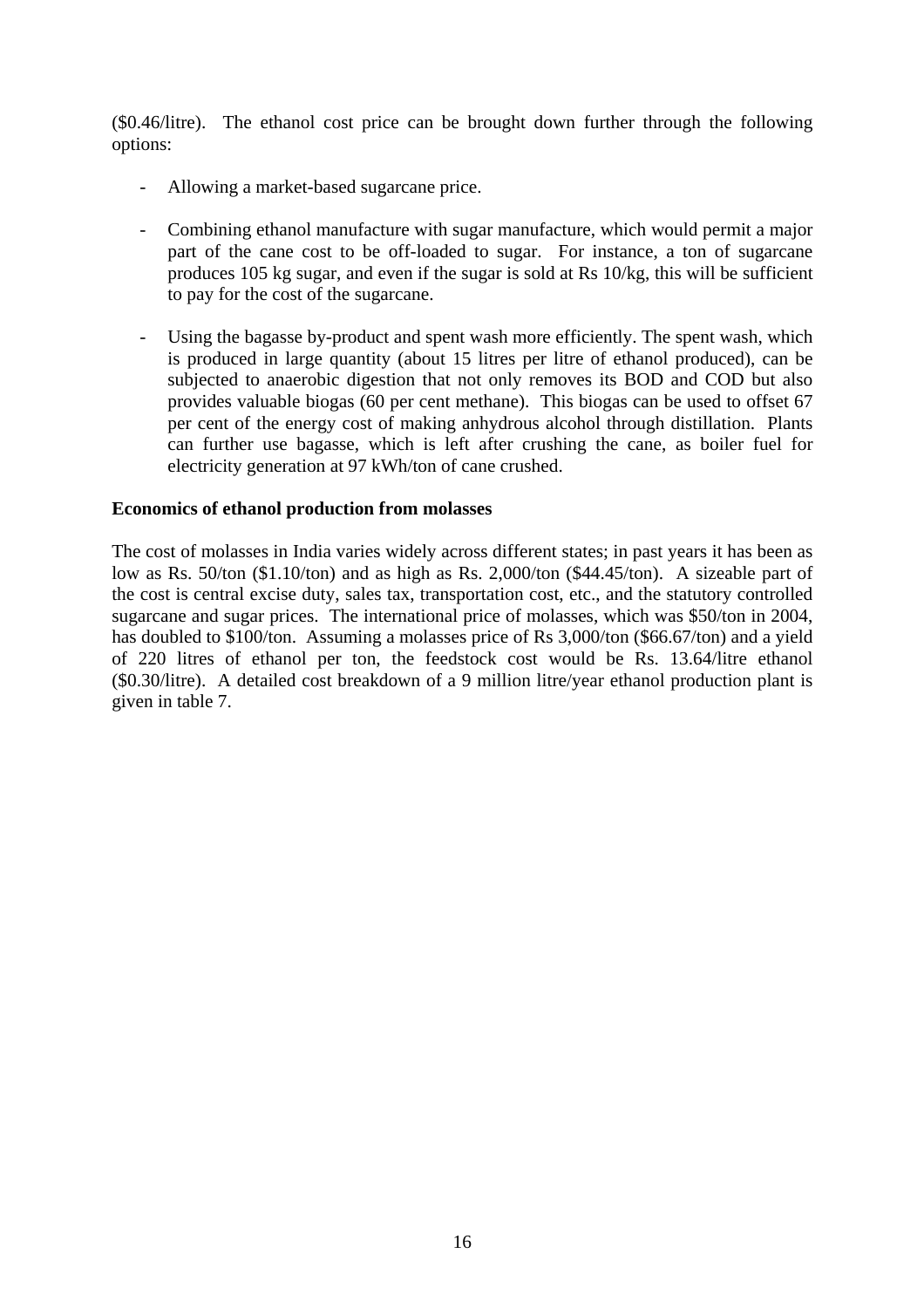($0.46/litre). The ethanol cost price can be brought down further through the following options:

- Allowing a market-based sugarcane price.

- Combining ethanol manufacture with sugar manufacture, which would permit a major part of the cane cost to be off-loaded to sugar. For instance, a ton of sugarcane produces 105 kg sugar, and even if the sugar is sold at Rs 10/kg, this will be sufficient to pay for the cost of the sugarcane.

- Using the bagasse by-product and spent wash more efficiently. The spent wash, which is produced in large quantity (about 15 litres per litre of ethanol produced), can be subjected to anaerobic digestion that not only removes its BOD and COD but also provides valuable biogas (60 per cent methane). This biogas can be used to offset 67 per cent of the energy cost of making anhydrous alcohol through distillation. Plants can further use bagasse, which is left after crushing the cane, as boiler fuel for electricity generation at 97 kWh/ton of cane crushed.

**Economics of ethanol production from molasses**

The cost of molasses in India varies widely across different states; in past years it has been as low as Rs. 50/ton ($1.10/ton) and as high as Rs. 2,000/ton ($44.45/ton). A sizeable part of the cost is central excise duty, sales tax, transportation cost, etc., and the statutory controlled sugarcane and sugar prices. The international price of molasses, which was $50/ton in 2004, has doubled to $100/ton. Assuming a molasses price of Rs 3,000/ton ($66.67/ton) and a yield of 220 litres of ethanol per ton, the feedstock cost would be Rs. 13.64/litre ethanol ($0.30/litre). A detailed cost breakdown of a 9 million litre/year ethanol production plant is given in table 7.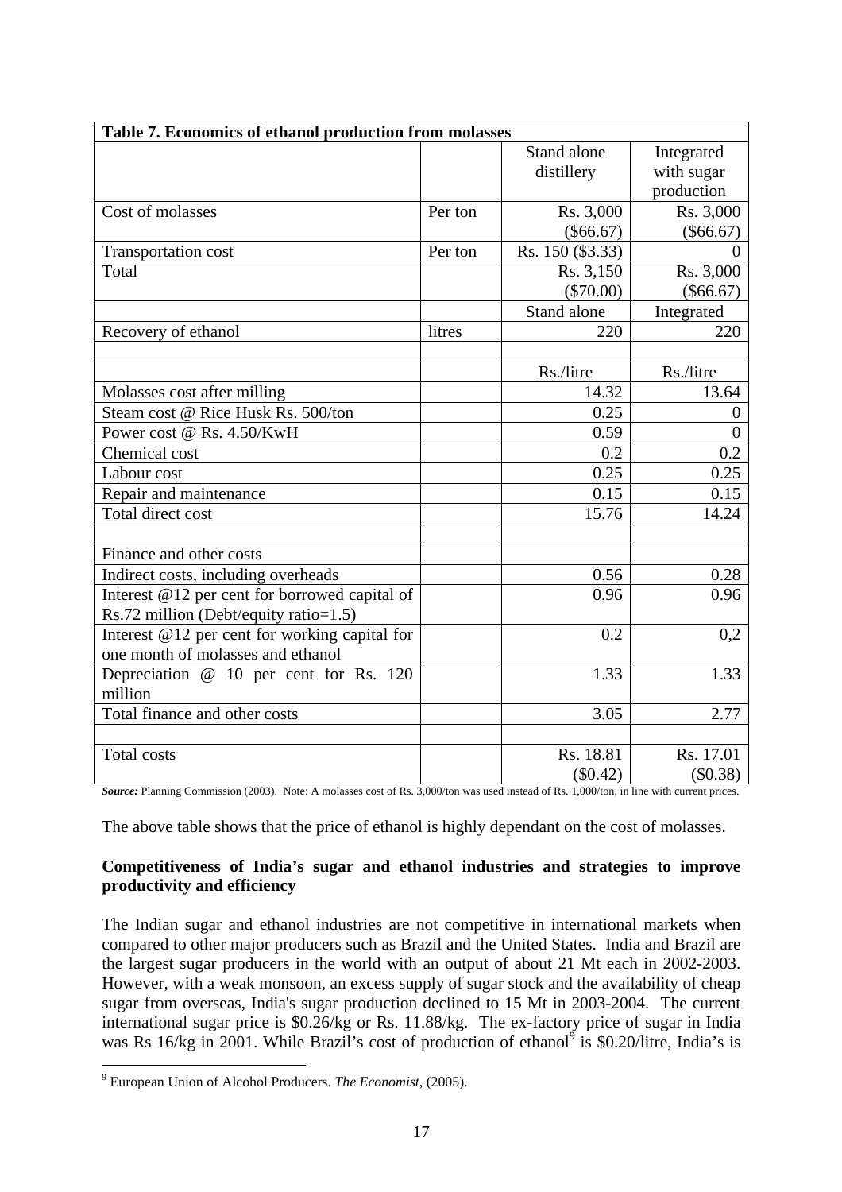| Table 7. Economics of ethanol production from molasses | | | |
|---|---|---|---|
| | | Stand alone distillery | Integrated with sugar production |
| Cost of molasses | Per ton | Rs. 3,000 ($66.67) | Rs. 3,000 ($66.67) |
| Transportation cost | Per ton | Rs. 150 ($3.33) | 0 |
| Total | | Rs. 3,150 ($70.00) | Rs. 3,000 ($66.67) |
| | | Stand alone | Integrated |
| Recovery of ethanol | litres | 220 | 220 |
| | | | |
| | | Rs./litre | Rs./litre |
| Molasses cost after milling | | 14.32 | 13.64 |
| Steam cost @ Rice Husk Rs. 500/ton | | 0.25 | 0 |
| Power cost @ Rs. 4.50/KwH | | 0.59 | 0 |
| Chemical cost | | 0.2 | 0.2 |
| Labour cost | | 0.25 | 0.25 |
| Repair and maintenance | | 0.15 | 0.15 |
| Total direct cost | | 15.76 | 14.24 |
| | | | |
| Finance and other costs | | | |
| Indirect costs, including overheads | | 0.56 | 0.28 |
| Interest @12 per cent for borrowed capital of Rs.72 million (Debt/equity ratio=1.5) | | 0.96 | 0.96 |
| Interest @12 per cent for working capital for one month of molasses and ethanol | | 0.2 | 0,2 |
| Depreciation @ 10 per cent for Rs. 120 million | | 1.33 | 1.33 |
| Total finance and other costs | | 3.05 | 2.77 |
| | | | |
| Total costs | | Rs. 18.81 ($0.42) | Rs. 17.01 ($0.38) |

***Source:*** Planning Commission (2003). Note: A molasses cost of Rs. 3,000/ton was used instead of Rs. 1,000/ton, in line with current prices.

The above table shows that the price of ethanol is highly dependant on the cost of molasses.

**Competitiveness of India's sugar and ethanol industries and strategies to improve productivity and efficiency**

The Indian sugar and ethanol industries are not competitive in international markets when compared to other major producers such as Brazil and the United States. India and Brazil are the largest sugar producers in the world with an output of about 21 Mt each in 2002-2003. However, with a weak monsoon, an excess supply of sugar stock and the availability of cheap sugar from overseas, India's sugar production declined to 15 Mt in 2003-2004. The current international sugar price is $0.26/kg or Rs. 11.88/kg. The ex-factory price of sugar in India was Rs 16/kg in 2001. While Brazil's cost of production of ethanol[9] is $0.20/litre, India's is

[9] European Union of Alcohol Producers. *The Economist*, (2005).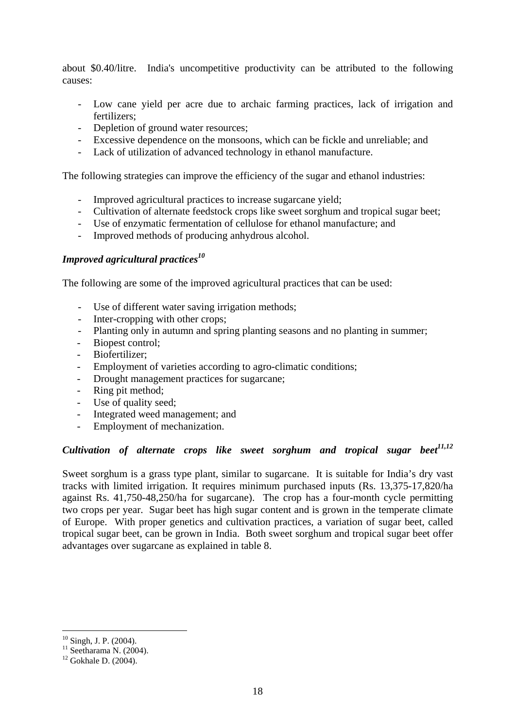about $0.40/litre. India's uncompetitive productivity can be attributed to the following causes:

- Low cane yield per acre due to archaic farming practices, lack of irrigation and fertilizers;
- Depletion of ground water resources;
- Excessive dependence on the monsoons, which can be fickle and unreliable; and
- Lack of utilization of advanced technology in ethanol manufacture.

The following strategies can improve the efficiency of the sugar and ethanol industries:

- Improved agricultural practices to increase sugarcane yield;
- Cultivation of alternate feedstock crops like sweet sorghum and tropical sugar beet;
- Use of enzymatic fermentation of cellulose for ethanol manufacture; and
- Improved methods of producing anhydrous alcohol.

### *Improved agricultural practices*[10]

The following are some of the improved agricultural practices that can be used:

- Use of different water saving irrigation methods;
- Inter-cropping with other crops;
- Planting only in autumn and spring planting seasons and no planting in summer;
- Biopest control;
- Biofertilizer;
- Employment of varieties according to agro-climatic conditions;
- Drought management practices for sugarcane;
- Ring pit method;
- Use of quality seed;
- Integrated weed management; and
- Employment of mechanization.

### *Cultivation of alternate crops like sweet sorghum and tropical sugar beet*[11,12]

Sweet sorghum is a grass type plant, similar to sugarcane. It is suitable for India's dry vast tracks with limited irrigation. It requires minimum purchased inputs (Rs. 13,375-17,820/ha against Rs. 41,750-48,250/ha for sugarcane). The crop has a four-month cycle permitting two crops per year. Sugar beet has high sugar content and is grown in the temperate climate of Europe. With proper genetics and cultivation practices, a variation of sugar beet, called tropical sugar beet, can be grown in India. Both sweet sorghum and tropical sugar beet offer advantages over sugarcane as explained in table 8.

---

[10] Singh, J. P. (2004).
[11] Seetharama N. (2004).
[12] Gokhale D. (2004).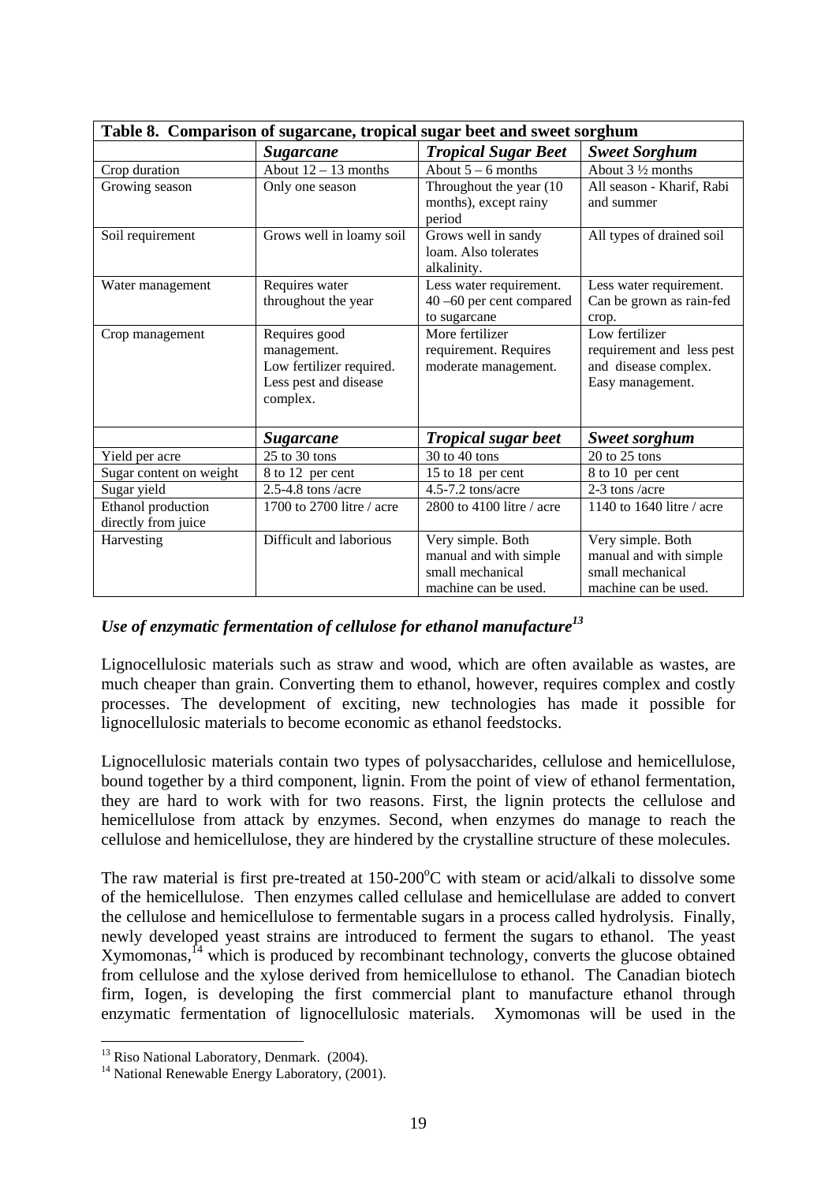**Table 8. Comparison of sugarcane, tropical sugar beet and sweet sorghum**

| | *Sugarcane* | *Tropical Sugar Beet* | *Sweet Sorghum* |
|---|---|---|---|
| Crop duration | About 12 – 13 months | About 5 – 6 months | About 3 ½ months |
| Growing season | Only one season | Throughout the year (10 months), except rainy period | All season - Kharif, Rabi and summer |
| Soil requirement | Grows well in loamy soil | Grows well in sandy loam. Also tolerates alkalinity. | All types of drained soil |
| Water management | Requires water throughout the year | Less water requirement. 40 –60 per cent compared to sugarcane | Less water requirement. Can be grown as rain-fed crop. |
| Crop management | Requires good management. Low fertilizer required. Less pest and disease complex. | More fertilizer requirement. Requires moderate management. | Low fertilizer requirement and less pest and disease complex. Easy management. |
| | *Sugarcane* | *Tropical sugar beet* | *Sweet sorghum* |
| Yield per acre | 25 to 30 tons | 30 to 40 tons | 20 to 25 tons |
| Sugar content on weight | 8 to 12 per cent | 15 to 18 per cent | 8 to 10 per cent |
| Sugar yield | 2.5-4.8 tons /acre | 4.5-7.2 tons/acre | 2-3 tons /acre |
| Ethanol production directly from juice | 1700 to 2700 litre / acre | 2800 to 4100 litre / acre | 1140 to 1640 litre / acre |
| Harvesting | Difficult and laborious | Very simple. Both manual and with simple small mechanical machine can be used. | Very simple. Both manual and with simple small mechanical machine can be used. |

### *Use of enzymatic fermentation of cellulose for ethanol manufacture*[13]

Lignocellulosic materials such as straw and wood, which are often available as wastes, are much cheaper than grain. Converting them to ethanol, however, requires complex and costly processes. The development of exciting, new technologies has made it possible for lignocellulosic materials to become economic as ethanol feedstocks.

Lignocellulosic materials contain two types of polysaccharides, cellulose and hemicellulose, bound together by a third component, lignin. From the point of view of ethanol fermentation, they are hard to work with for two reasons. First, the lignin protects the cellulose and hemicellulose from attack by enzymes. Second, when enzymes do manage to reach the cellulose and hemicellulose, they are hindered by the crystalline structure of these molecules.

The raw material is first pre-treated at 150-200$^{o}$C with steam or acid/alkali to dissolve some of the hemicellulose. Then enzymes called cellulase and hemicellulase are added to convert the cellulose and hemicellulose to fermentable sugars in a process called hydrolysis. Finally, newly developed yeast strains are introduced to ferment the sugars to ethanol. The yeast Xymomonas,[14] which is produced by recombinant technology, converts the glucose obtained from cellulose and the xylose derived from hemicellulose to ethanol. The Canadian biotech firm, Iogen, is developing the first commercial plant to manufacture ethanol through enzymatic fermentation of lignocellulosic materials. Xymomonas will be used in the

[13] Riso National Laboratory, Denmark. (2004).

[14] National Renewable Energy Laboratory, (2001).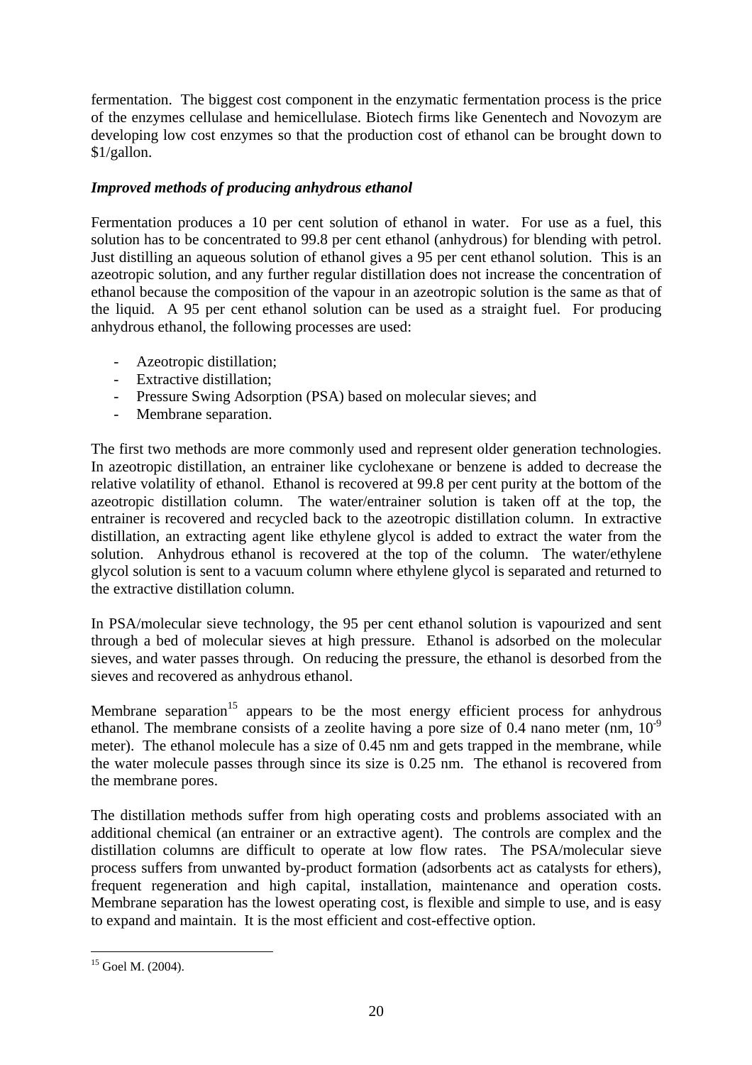fermentation. The biggest cost component in the enzymatic fermentation process is the price of the enzymes cellulase and hemicellulase. Biotech firms like Genentech and Novozym are developing low cost enzymes so that the production cost of ethanol can be brought down to \$1/gallon.

***Improved methods of producing anhydrous ethanol***

Fermentation produces a 10 per cent solution of ethanol in water. For use as a fuel, this solution has to be concentrated to 99.8 per cent ethanol (anhydrous) for blending with petrol. Just distilling an aqueous solution of ethanol gives a 95 per cent ethanol solution. This is an azeotropic solution, and any further regular distillation does not increase the concentration of ethanol because the composition of the vapour in an azeotropic solution is the same as that of the liquid. A 95 per cent ethanol solution can be used as a straight fuel. For producing anhydrous ethanol, the following processes are used:

- Azeotropic distillation;
- Extractive distillation;
- Pressure Swing Adsorption (PSA) based on molecular sieves; and
- Membrane separation.

The first two methods are more commonly used and represent older generation technologies. In azeotropic distillation, an entrainer like cyclohexane or benzene is added to decrease the relative volatility of ethanol. Ethanol is recovered at 99.8 per cent purity at the bottom of the azeotropic distillation column. The water/entrainer solution is taken off at the top, the entrainer is recovered and recycled back to the azeotropic distillation column. In extractive distillation, an extracting agent like ethylene glycol is added to extract the water from the solution. Anhydrous ethanol is recovered at the top of the column. The water/ethylene glycol solution is sent to a vacuum column where ethylene glycol is separated and returned to the extractive distillation column.

In PSA/molecular sieve technology, the 95 per cent ethanol solution is vapourized and sent through a bed of molecular sieves at high pressure. Ethanol is adsorbed on the molecular sieves, and water passes through. On reducing the pressure, the ethanol is desorbed from the sieves and recovered as anhydrous ethanol.

Membrane separation[15] appears to be the most energy efficient process for anhydrous ethanol. The membrane consists of a zeolite having a pore size of 0.4 nano meter (nm, $10^{-9}$ meter). The ethanol molecule has a size of 0.45 nm and gets trapped in the membrane, while the water molecule passes through since its size is 0.25 nm. The ethanol is recovered from the membrane pores.

The distillation methods suffer from high operating costs and problems associated with an additional chemical (an entrainer or an extractive agent). The controls are complex and the distillation columns are difficult to operate at low flow rates. The PSA/molecular sieve process suffers from unwanted by-product formation (adsorbents act as catalysts for ethers), frequent regeneration and high capital, installation, maintenance and operation costs. Membrane separation has the lowest operating cost, is flexible and simple to use, and is easy to expand and maintain. It is the most efficient and cost-effective option.

[15] Goel M. (2004).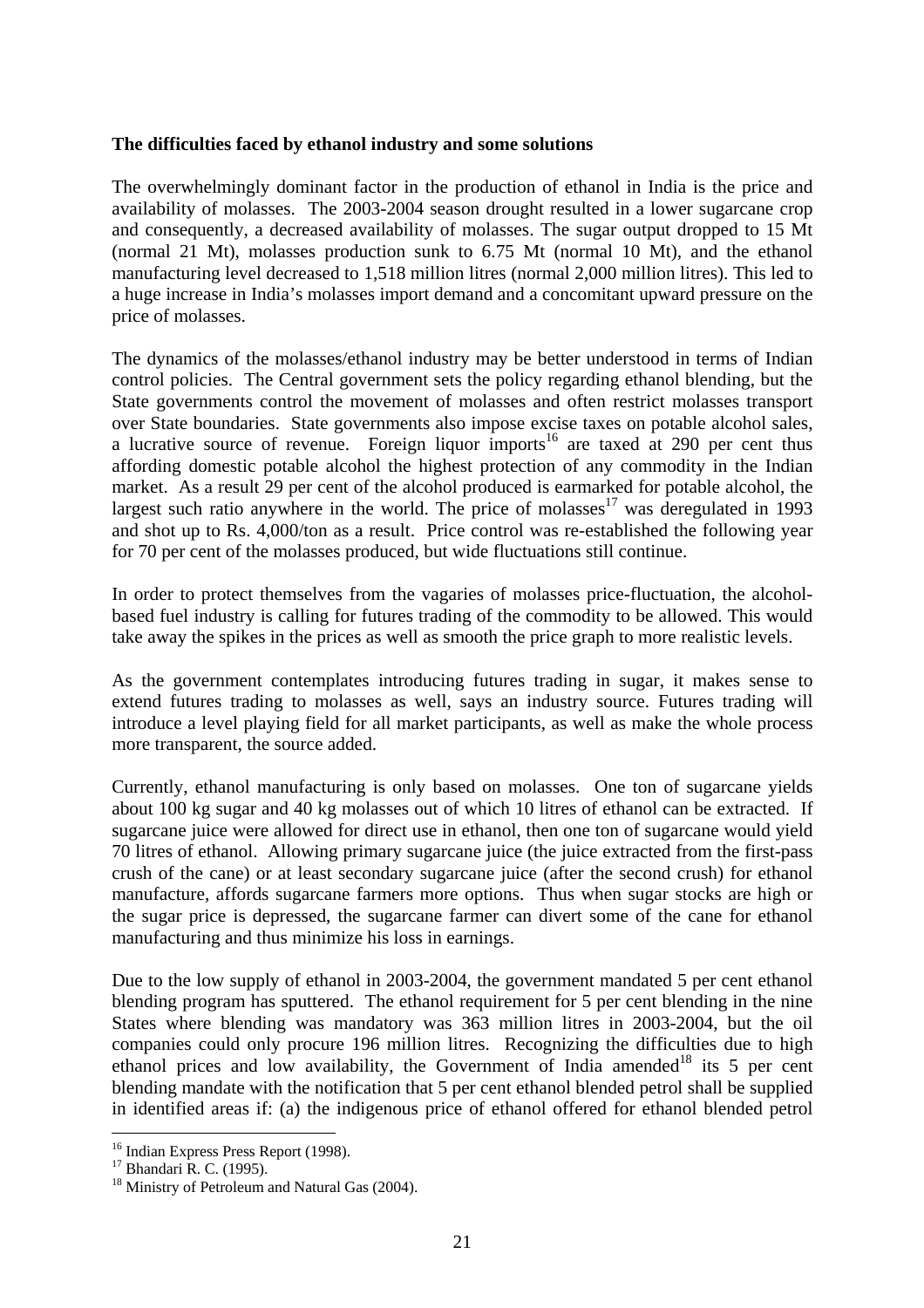**The difficulties faced by ethanol industry and some solutions**

The overwhelmingly dominant factor in the production of ethanol in India is the price and availability of molasses. The 2003-2004 season drought resulted in a lower sugarcane crop and consequently, a decreased availability of molasses. The sugar output dropped to 15 Mt (normal 21 Mt), molasses production sunk to 6.75 Mt (normal 10 Mt), and the ethanol manufacturing level decreased to 1,518 million litres (normal 2,000 million litres). This led to a huge increase in India's molasses import demand and a concomitant upward pressure on the price of molasses.

The dynamics of the molasses/ethanol industry may be better understood in terms of Indian control policies. The Central government sets the policy regarding ethanol blending, but the State governments control the movement of molasses and often restrict molasses transport over State boundaries. State governments also impose excise taxes on potable alcohol sales, a lucrative source of revenue. Foreign liquor imports[16] are taxed at 290 per cent thus affording domestic potable alcohol the highest protection of any commodity in the Indian market. As a result 29 per cent of the alcohol produced is earmarked for potable alcohol, the largest such ratio anywhere in the world. The price of molasses[17] was deregulated in 1993 and shot up to Rs. 4,000/ton as a result. Price control was re-established the following year for 70 per cent of the molasses produced, but wide fluctuations still continue.

In order to protect themselves from the vagaries of molasses price-fluctuation, the alcohol-based fuel industry is calling for futures trading of the commodity to be allowed. This would take away the spikes in the prices as well as smooth the price graph to more realistic levels.

As the government contemplates introducing futures trading in sugar, it makes sense to extend futures trading to molasses as well, says an industry source. Futures trading will introduce a level playing field for all market participants, as well as make the whole process more transparent, the source added.

Currently, ethanol manufacturing is only based on molasses. One ton of sugarcane yields about 100 kg sugar and 40 kg molasses out of which 10 litres of ethanol can be extracted. If sugarcane juice were allowed for direct use in ethanol, then one ton of sugarcane would yield 70 litres of ethanol. Allowing primary sugarcane juice (the juice extracted from the first-pass crush of the cane) or at least secondary sugarcane juice (after the second crush) for ethanol manufacture, affords sugarcane farmers more options. Thus when sugar stocks are high or the sugar price is depressed, the sugarcane farmer can divert some of the cane for ethanol manufacturing and thus minimize his loss in earnings.

Due to the low supply of ethanol in 2003-2004, the government mandated 5 per cent ethanol blending program has sputtered. The ethanol requirement for 5 per cent blending in the nine States where blending was mandatory was 363 million litres in 2003-2004, but the oil companies could only procure 196 million litres. Recognizing the difficulties due to high ethanol prices and low availability, the Government of India amended[18] its 5 per cent blending mandate with the notification that 5 per cent ethanol blended petrol shall be supplied in identified areas if: (a) the indigenous price of ethanol offered for ethanol blended petrol

[16] Indian Express Press Report (1998).
[17] Bhandari R. C. (1995).
[18] Ministry of Petroleum and Natural Gas (2004).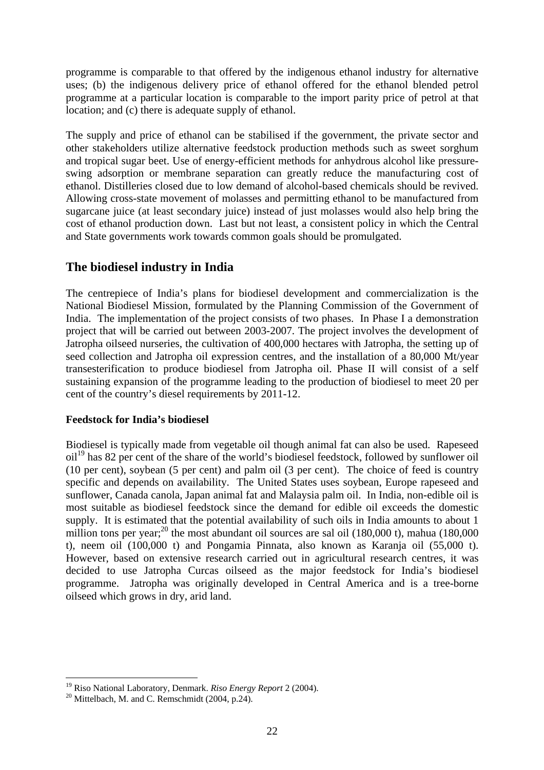programme is comparable to that offered by the indigenous ethanol industry for alternative uses; (b) the indigenous delivery price of ethanol offered for the ethanol blended petrol programme at a particular location is comparable to the import parity price of petrol at that location; and (c) there is adequate supply of ethanol.

The supply and price of ethanol can be stabilised if the government, the private sector and other stakeholders utilize alternative feedstock production methods such as sweet sorghum and tropical sugar beet. Use of energy-efficient methods for anhydrous alcohol like pressure-swing adsorption or membrane separation can greatly reduce the manufacturing cost of ethanol. Distilleries closed due to low demand of alcohol-based chemicals should be revived. Allowing cross-state movement of molasses and permitting ethanol to be manufactured from sugarcane juice (at least secondary juice) instead of just molasses would also help bring the cost of ethanol production down. Last but not least, a consistent policy in which the Central and State governments work towards common goals should be promulgated.

## The biodiesel industry in India

The centrepiece of India's plans for biodiesel development and commercialization is the National Biodiesel Mission, formulated by the Planning Commission of the Government of India. The implementation of the project consists of two phases. In Phase I a demonstration project that will be carried out between 2003-2007. The project involves the development of Jatropha oilseed nurseries, the cultivation of 400,000 hectares with Jatropha, the setting up of seed collection and Jatropha oil expression centres, and the installation of a 80,000 Mt/year transesterification to produce biodiesel from Jatropha oil. Phase II will consist of a self sustaining expansion of the programme leading to the production of biodiesel to meet 20 per cent of the country's diesel requirements by 2011-12.

**Feedstock for India's biodiesel**

Biodiesel is typically made from vegetable oil though animal fat can also be used. Rapeseed oil[19] has 82 per cent of the share of the world's biodiesel feedstock, followed by sunflower oil (10 per cent), soybean (5 per cent) and palm oil (3 per cent). The choice of feed is country specific and depends on availability. The United States uses soybean, Europe rapeseed and sunflower, Canada canola, Japan animal fat and Malaysia palm oil. In India, non-edible oil is most suitable as biodiesel feedstock since the demand for edible oil exceeds the domestic supply. It is estimated that the potential availability of such oils in India amounts to about 1 million tons per year;[20] the most abundant oil sources are sal oil (180,000 t), mahua (180,000 t), neem oil (100,000 t) and Pongamia Pinnata, also known as Karanja oil (55,000 t). However, based on extensive research carried out in agricultural research centres, it was decided to use Jatropha Curcas oilseed as the major feedstock for India's biodiesel programme. Jatropha was originally developed in Central America and is a tree-borne oilseed which grows in dry, arid land.

---

[19] Riso National Laboratory, Denmark. *Riso Energy Report* 2 (2004).

[20] Mittelbach, M. and C. Remschmidt (2004, p.24).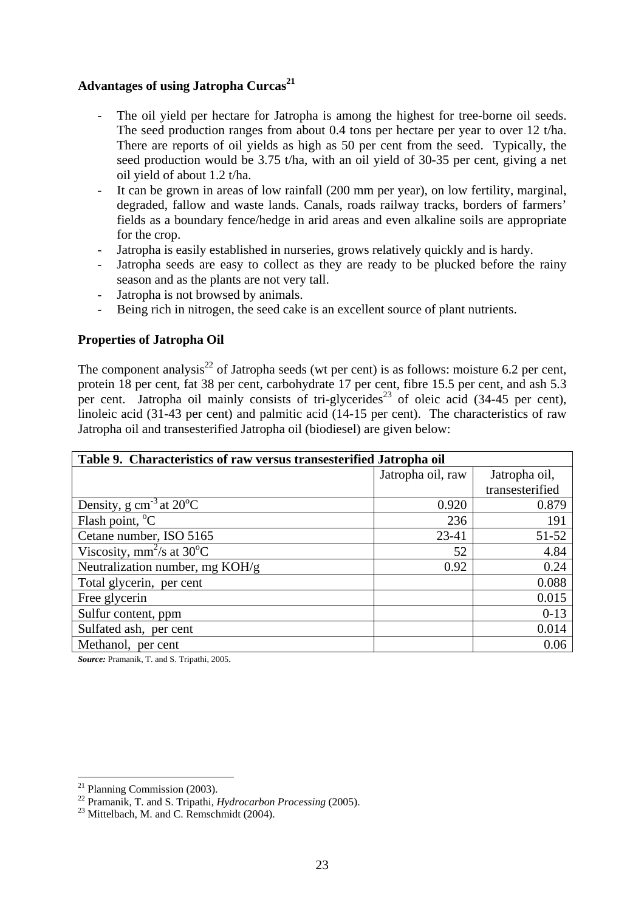### Advantages of using Jatropha Curcas[21]

- The oil yield per hectare for Jatropha is among the highest for tree-borne oil seeds. The seed production ranges from about 0.4 tons per hectare per year to over 12 t/ha. There are reports of oil yields as high as 50 per cent from the seed. Typically, the seed production would be 3.75 t/ha, with an oil yield of 30-35 per cent, giving a net oil yield of about 1.2 t/ha.
- It can be grown in areas of low rainfall (200 mm per year), on low fertility, marginal, degraded, fallow and waste lands. Canals, roads railway tracks, borders of farmers' fields as a boundary fence/hedge in arid areas and even alkaline soils are appropriate for the crop.
- Jatropha is easily established in nurseries, grows relatively quickly and is hardy.
- Jatropha seeds are easy to collect as they are ready to be plucked before the rainy season and as the plants are not very tall.
- Jatropha is not browsed by animals.
- Being rich in nitrogen, the seed cake is an excellent source of plant nutrients.

### Properties of Jatropha Oil

The component analysis[22] of Jatropha seeds (wt per cent) is as follows: moisture 6.2 per cent, protein 18 per cent, fat 38 per cent, carbohydrate 17 per cent, fibre 15.5 per cent, and ash 5.3 per cent. Jatropha oil mainly consists of tri-glycerides[23] of oleic acid (34-45 per cent), linoleic acid (31-43 per cent) and palmitic acid (14-15 per cent). The characteristics of raw Jatropha oil and transesterified Jatropha oil (biodiesel) are given below:

**Table 9. Characteristics of raw versus transesterified Jatropha oil**

| | Jatropha oil, raw | Jatropha oil, transesterified |
|---|---|---|
| Density, g $cm^{-3}$ at $20^oC$ | 0.920 | 0.879 |
| Flash point, $^oC$ | 236 | 191 |
| Cetane number, ISO 5165 | 23-41 | 51-52 |
| Viscosity, $mm^2/s$ at $30^oC$ | 52 | 4.84 |
| Neutralization number, mg KOH/g | 0.92 | 0.24 |
| Total glycerin, per cent | | 0.088 |
| Free glycerin | | 0.015 |
| Sulfur content, ppm | | 0-13 |
| Sulfated ash, per cent | | 0.014 |
| Methanol, per cent | | 0.06 |

***Source:*** Pramanik, T. and S. Tripathi, 2005.

---

[21] Planning Commission (2003).

[22] Pramanik, T. and S. Tripathi, *Hydrocarbon Processing* (2005).

[23] Mittelbach, M. and C. Remschmidt (2004).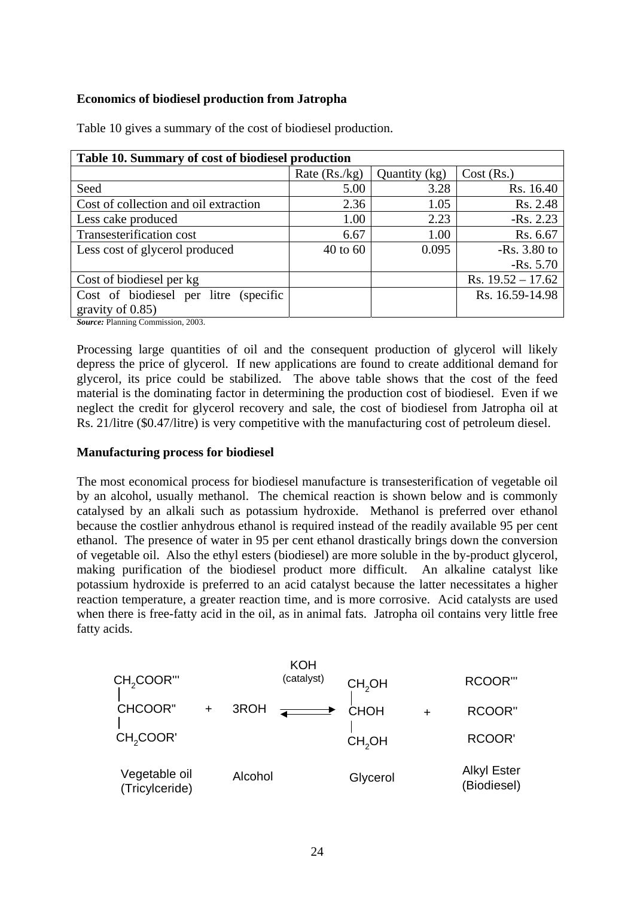**Economics of biodiesel production from Jatropha**

Table 10 gives a summary of the cost of biodiesel production.

| **Table 10. Summary of cost of biodiesel production** | | | |
|---|---|---|---|
| | Rate (Rs./kg) | Quantity (kg) | Cost (Rs.) |
| Seed | 5.00 | 3.28 | Rs. 16.40 |
| Cost of collection and oil extraction | 2.36 | 1.05 | Rs. 2.48 |
| Less cake produced | 1.00 | 2.23 | -Rs. 2.23 |
| Transesterification cost | 6.67 | 1.00 | Rs. 6.67 |
| Less cost of glycerol produced | 40 to 60 | 0.095 | -Rs. 3.80 to -Rs. 5.70 |
| Cost of biodiesel per kg | | | Rs. 19.52 – 17.62 |
| Cost of biodiesel per litre (specific gravity of 0.85) | | | Rs. 16.59-14.98 |

***Source:*** Planning Commission, 2003.

Processing large quantities of oil and the consequent production of glycerol will likely depress the price of glycerol. If new applications are found to create additional demand for glycerol, its price could be stabilized. The above table shows that the cost of the feed material is the dominating factor in determining the production cost of biodiesel. Even if we neglect the credit for glycerol recovery and sale, the cost of biodiesel from Jatropha oil at Rs. 21/litre ($0.47/litre) is very competitive with the manufacturing cost of petroleum diesel.

**Manufacturing process for biodiesel**

The most economical process for biodiesel manufacture is transesterification of vegetable oil by an alcohol, usually methanol. The chemical reaction is shown below and is commonly catalysed by an alkali such as potassium hydroxide. Methanol is preferred over ethanol because the costlier anhydrous ethanol is required instead of the readily available 95 per cent ethanol. The presence of water in 95 per cent ethanol drastically brings down the conversion of vegetable oil. Also the ethyl esters (biodiesel) are more soluble in the by-product glycerol, making purification of the biodiesel product more difficult. An alkaline catalyst like potassium hydroxide is preferred to an acid catalyst because the latter necessitates a higher reaction temperature, a greater reaction time, and is more corrosive. Acid catalysts are used when there is free-fatty acid in the oil, as in animal fats. Jatropha oil contains very little free fatty acids.

$$\begin{array}{c} CH_2COOR''' \\ | \\ CHCOOR'' \\ | \\ CH_2COOR' \end{array} + 3ROH \underset{}{\overset{KOH\ (catalyst)}{\rightleftharpoons}} \begin{array}{c} CH_2OH \\ | \\ CHOH \\ | \\ CH_2OH \end{array} + \begin{array}{c} RCOOR''' \\ RCOOR'' \\ RCOOR' \end{array}$$

Vegetable oil (Tricylceride) — Alcohol — Glycerol — Alkyl Ester (Biodiesel)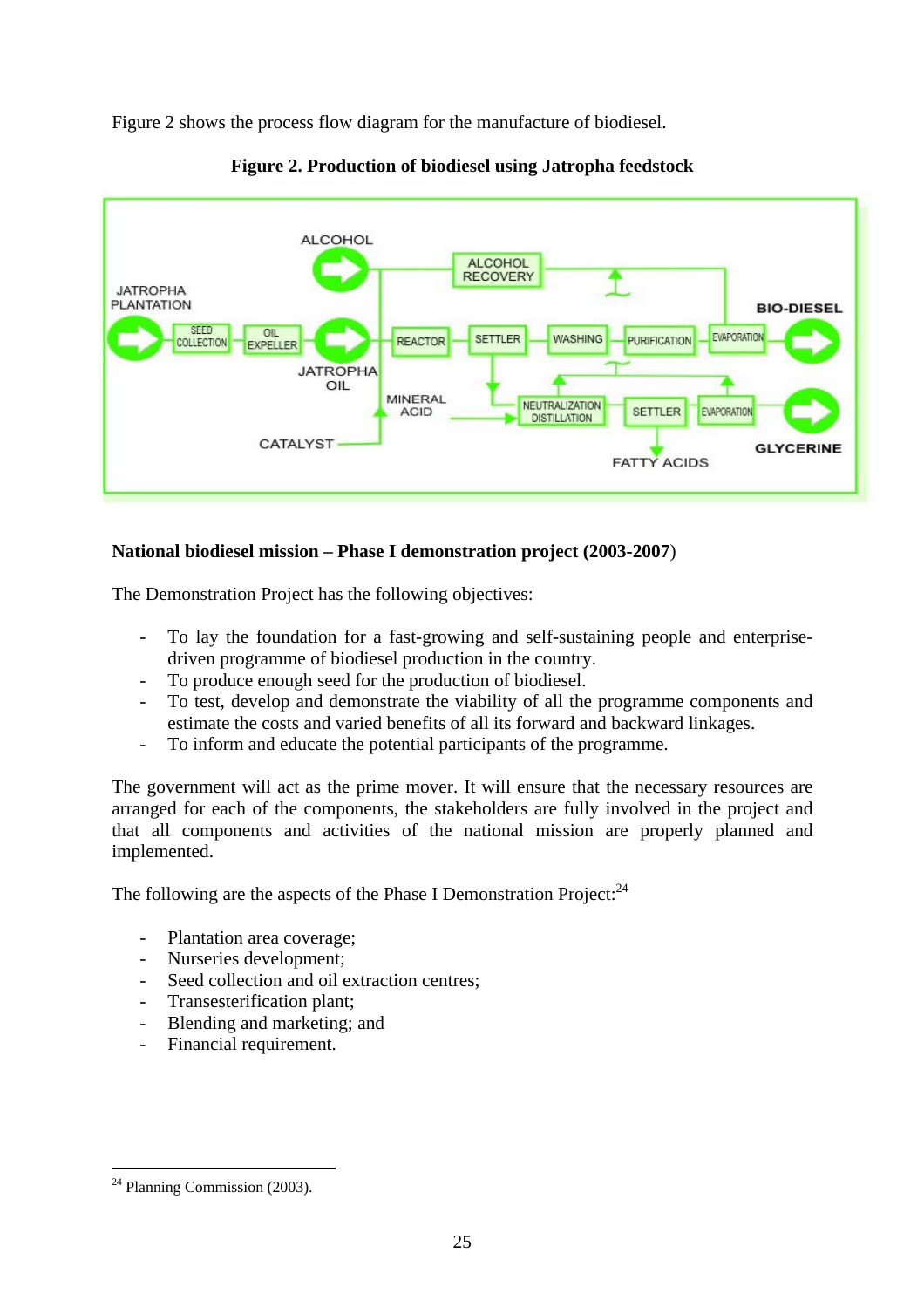Figure 2 shows the process flow diagram for the manufacture of biodiesel.

**Figure 2. Production of biodiesel using Jatropha feedstock**

**National biodiesel mission – Phase I demonstration project (2003-2007)**

The Demonstration Project has the following objectives:

- To lay the foundation for a fast-growing and self-sustaining people and enterprise-driven programme of biodiesel production in the country.
- To produce enough seed for the production of biodiesel.
- To test, develop and demonstrate the viability of all the programme components and estimate the costs and varied benefits of all its forward and backward linkages.
- To inform and educate the potential participants of the programme.

The government will act as the prime mover. It will ensure that the necessary resources are arranged for each of the components, the stakeholders are fully involved in the project and that all components and activities of the national mission are properly planned and implemented.

The following are the aspects of the Phase I Demonstration Project:[24]

- Plantation area coverage;
- Nurseries development;
- Seed collection and oil extraction centres;
- Transesterification plant;
- Blending and marketing; and
- Financial requirement.

[24] Planning Commission (2003).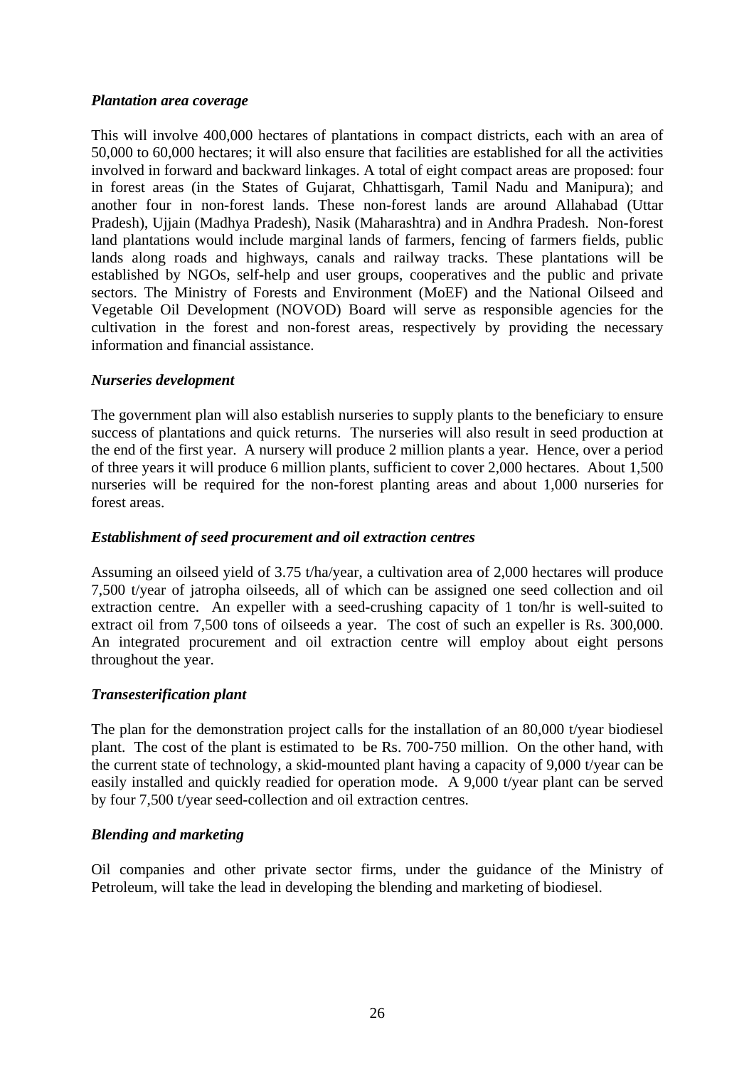*Plantation area coverage*

This will involve 400,000 hectares of plantations in compact districts, each with an area of 50,000 to 60,000 hectares; it will also ensure that facilities are established for all the activities involved in forward and backward linkages. A total of eight compact areas are proposed: four in forest areas (in the States of Gujarat, Chhattisgarh, Tamil Nadu and Manipura); and another four in non-forest lands. These non-forest lands are around Allahabad (Uttar Pradesh), Ujjain (Madhya Pradesh), Nasik (Maharashtra) and in Andhra Pradesh. Non-forest land plantations would include marginal lands of farmers, fencing of farmers fields, public lands along roads and highways, canals and railway tracks. These plantations will be established by NGOs, self-help and user groups, cooperatives and the public and private sectors. The Ministry of Forests and Environment (MoEF) and the National Oilseed and Vegetable Oil Development (NOVOD) Board will serve as responsible agencies for the cultivation in the forest and non-forest areas, respectively by providing the necessary information and financial assistance.

*Nurseries development*

The government plan will also establish nurseries to supply plants to the beneficiary to ensure success of plantations and quick returns. The nurseries will also result in seed production at the end of the first year. A nursery will produce 2 million plants a year. Hence, over a period of three years it will produce 6 million plants, sufficient to cover 2,000 hectares. About 1,500 nurseries will be required for the non-forest planting areas and about 1,000 nurseries for forest areas.

*Establishment of seed procurement and oil extraction centres*

Assuming an oilseed yield of 3.75 t/ha/year, a cultivation area of 2,000 hectares will produce 7,500 t/year of jatropha oilseeds, all of which can be assigned one seed collection and oil extraction centre. An expeller with a seed-crushing capacity of 1 ton/hr is well-suited to extract oil from 7,500 tons of oilseeds a year. The cost of such an expeller is Rs. 300,000. An integrated procurement and oil extraction centre will employ about eight persons throughout the year.

*Transesterification plant*

The plan for the demonstration project calls for the installation of an 80,000 t/year biodiesel plant. The cost of the plant is estimated to be Rs. 700-750 million. On the other hand, with the current state of technology, a skid-mounted plant having a capacity of 9,000 t/year can be easily installed and quickly readied for operation mode. A 9,000 t/year plant can be served by four 7,500 t/year seed-collection and oil extraction centres.

*Blending and marketing*

Oil companies and other private sector firms, under the guidance of the Ministry of Petroleum, will take the lead in developing the blending and marketing of biodiesel.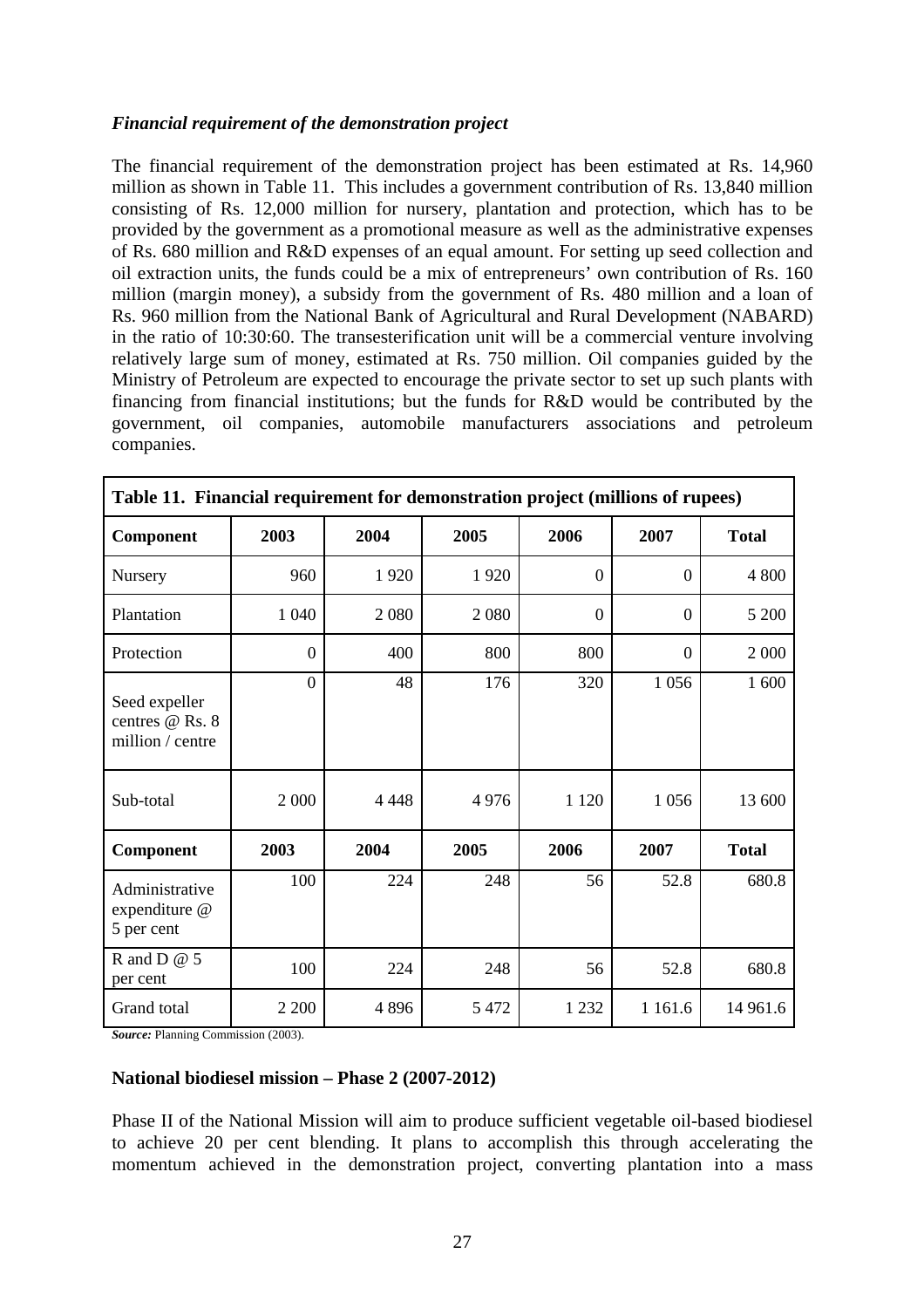*Financial requirement of the demonstration project*

The financial requirement of the demonstration project has been estimated at Rs. 14,960 million as shown in Table 11. This includes a government contribution of Rs. 13,840 million consisting of Rs. 12,000 million for nursery, plantation and protection, which has to be provided by the government as a promotional measure as well as the administrative expenses of Rs. 680 million and R&D expenses of an equal amount. For setting up seed collection and oil extraction units, the funds could be a mix of entrepreneurs' own contribution of Rs. 160 million (margin money), a subsidy from the government of Rs. 480 million and a loan of Rs. 960 million from the National Bank of Agricultural and Rural Development (NABARD) in the ratio of 10:30:60. The transesterification unit will be a commercial venture involving relatively large sum of money, estimated at Rs. 750 million. Oil companies guided by the Ministry of Petroleum are expected to encourage the private sector to set up such plants with financing from financial institutions; but the funds for R&D would be contributed by the government, oil companies, automobile manufacturers associations and petroleum companies.

**Table 11. Financial requirement for demonstration project (millions of rupees)**

| Component | 2003 | 2004 | 2005 | 2006 | 2007 | Total |
|---|---|---|---|---|---|---|
| Nursery | 960 | 1 920 | 1 920 | 0 | 0 | 4 800 |
| Plantation | 1 040 | 2 080 | 2 080 | 0 | 0 | 5 200 |
| Protection | 0 | 400 | 800 | 800 | 0 | 2 000 |
| Seed expeller centres @ Rs. 8 million / centre | 0 | 48 | 176 | 320 | 1 056 | 1 600 |
| Sub-total | 2 000 | 4 448 | 4 976 | 1 120 | 1 056 | 13 600 |
| **Component** | **2003** | **2004** | **2005** | **2006** | **2007** | **Total** |
| Administrative expenditure @ 5 per cent | 100 | 224 | 248 | 56 | 52.8 | 680.8 |
| R and D @ 5 per cent | 100 | 224 | 248 | 56 | 52.8 | 680.8 |
| Grand total | 2 200 | 4 896 | 5 472 | 1 232 | 1 161.6 | 14 961.6 |

***Source:*** Planning Commission (2003).

**National biodiesel mission – Phase 2 (2007-2012)**

Phase II of the National Mission will aim to produce sufficient vegetable oil-based biodiesel to achieve 20 per cent blending. It plans to accomplish this through accelerating the momentum achieved in the demonstration project, converting plantation into a mass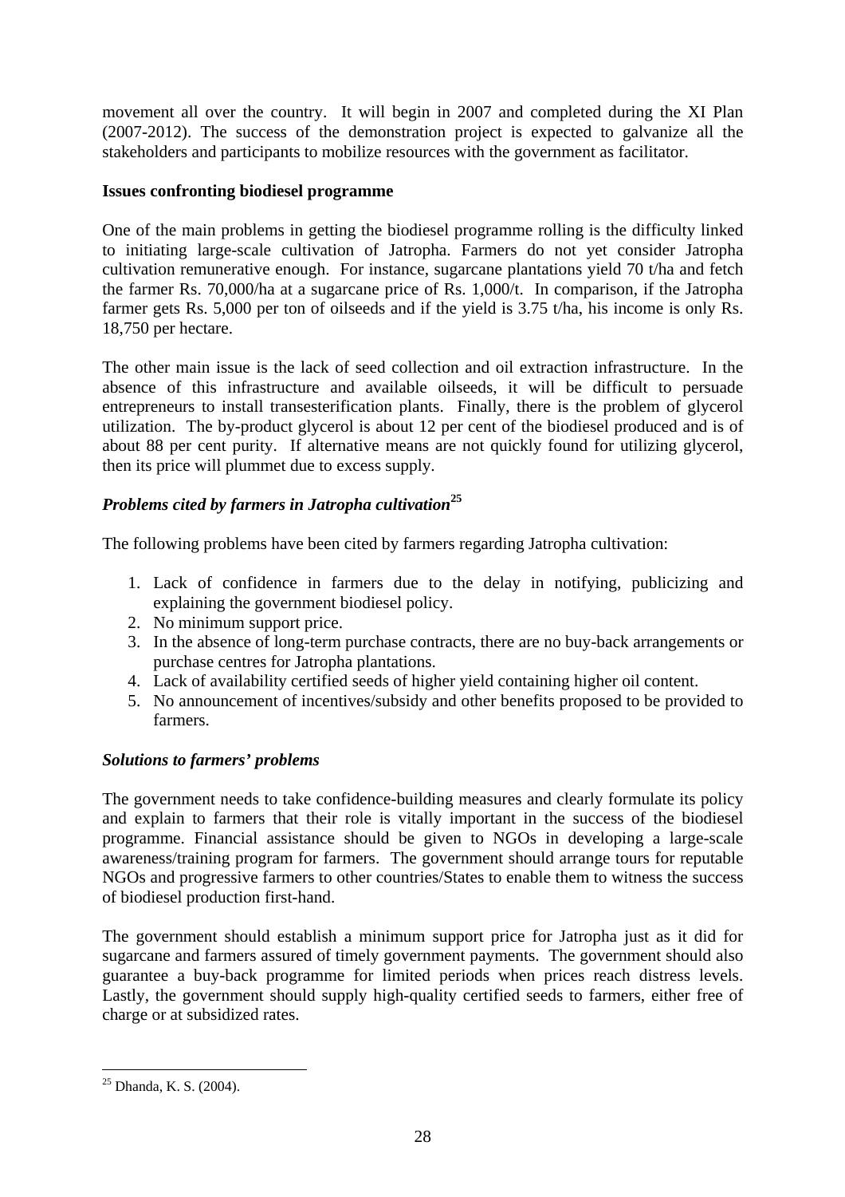movement all over the country. It will begin in 2007 and completed during the XI Plan (2007-2012). The success of the demonstration project is expected to galvanize all the stakeholders and participants to mobilize resources with the government as facilitator.

**Issues confronting biodiesel programme**

One of the main problems in getting the biodiesel programme rolling is the difficulty linked to initiating large-scale cultivation of Jatropha. Farmers do not yet consider Jatropha cultivation remunerative enough. For instance, sugarcane plantations yield 70 t/ha and fetch the farmer Rs. 70,000/ha at a sugarcane price of Rs. 1,000/t. In comparison, if the Jatropha farmer gets Rs. 5,000 per ton of oilseeds and if the yield is 3.75 t/ha, his income is only Rs. 18,750 per hectare.

The other main issue is the lack of seed collection and oil extraction infrastructure. In the absence of this infrastructure and available oilseeds, it will be difficult to persuade entrepreneurs to install transesterification plants. Finally, there is the problem of glycerol utilization. The by-product glycerol is about 12 per cent of the biodiesel produced and is of about 88 per cent purity. If alternative means are not quickly found for utilizing glycerol, then its price will plummet due to excess supply.

***Problems cited by farmers in Jatropha cultivation***[25]

The following problems have been cited by farmers regarding Jatropha cultivation:

1. Lack of confidence in farmers due to the delay in notifying, publicizing and explaining the government biodiesel policy.
2. No minimum support price.
3. In the absence of long-term purchase contracts, there are no buy-back arrangements or purchase centres for Jatropha plantations.
4. Lack of availability certified seeds of higher yield containing higher oil content.
5. No announcement of incentives/subsidy and other benefits proposed to be provided to farmers.

***Solutions to farmers' problems***

The government needs to take confidence-building measures and clearly formulate its policy and explain to farmers that their role is vitally important in the success of the biodiesel programme. Financial assistance should be given to NGOs in developing a large-scale awareness/training program for farmers. The government should arrange tours for reputable NGOs and progressive farmers to other countries/States to enable them to witness the success of biodiesel production first-hand.

The government should establish a minimum support price for Jatropha just as it did for sugarcane and farmers assured of timely government payments. The government should also guarantee a buy-back programme for limited periods when prices reach distress levels. Lastly, the government should supply high-quality certified seeds to farmers, either free of charge or at subsidized rates.

---

[25] Dhanda, K. S. (2004).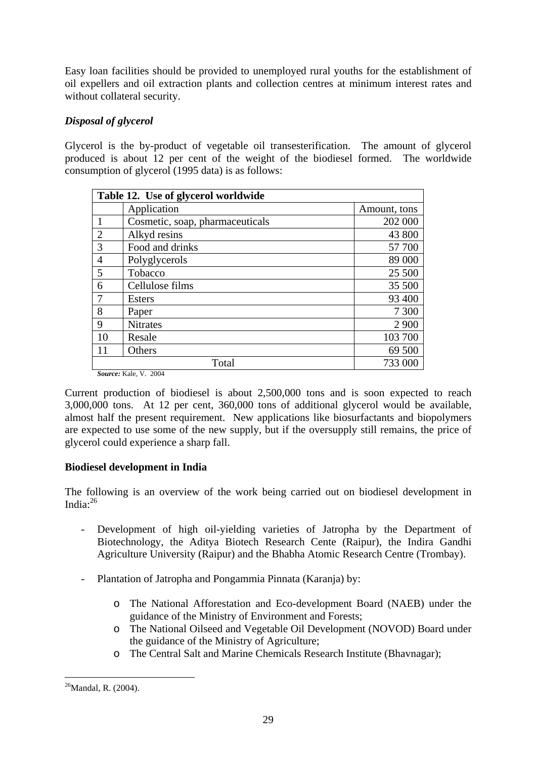Easy loan facilities should be provided to unemployed rural youths for the establishment of oil expellers and oil extraction plants and collection centres at minimum interest rates and without collateral security.

***Disposal of glycerol***

Glycerol is the by-product of vegetable oil transesterification. The amount of glycerol produced is about 12 per cent of the weight of the biodiesel formed. The worldwide consumption of glycerol (1995 data) is as follows:

**Table 12. Use of glycerol worldwide**

| | Application | Amount, tons |
|---|---|---|
| 1 | Cosmetic, soap, pharmaceuticals | 202 000 |
| 2 | Alkyd resins | 43 800 |
| 3 | Food and drinks | 57 700 |
| 4 | Polyglycerols | 89 000 |
| 5 | Tobacco | 25 500 |
| 6 | Cellulose films | 35 500 |
| 7 | Esters | 93 400 |
| 8 | Paper | 7 300 |
| 9 | Nitrates | 2 900 |
| 10 | Resale | 103 700 |
| 11 | Others | 69 500 |
| | Total | 733 000 |

***Source:*** Kale, V. 2004

Current production of biodiesel is about 2,500,000 tons and is soon expected to reach 3,000,000 tons. At 12 per cent, 360,000 tons of additional glycerol would be available, almost half the present requirement. New applications like biosurfactants and biopolymers are expected to use some of the new supply, but if the oversupply still remains, the price of glycerol could experience a sharp fall.

**Biodiesel development in India**

The following is an overview of the work being carried out on biodiesel development in India:[26]

- Development of high oil-yielding varieties of Jatropha by the Department of Biotechnology, the Aditya Biotech Research Cente (Raipur), the Indira Gandhi Agriculture University (Raipur) and the Bhabha Atomic Research Centre (Trombay).

- Plantation of Jatropha and Pongammia Pinnata (Karanja) by:

    - The National Afforestation and Eco-development Board (NAEB) under the guidance of the Ministry of Environment and Forests;
    - The National Oilseed and Vegetable Oil Development (NOVOD) Board under the guidance of the Ministry of Agriculture;
    - The Central Salt and Marine Chemicals Research Institute (Bhavnagar);

[26]Mandal, R. (2004).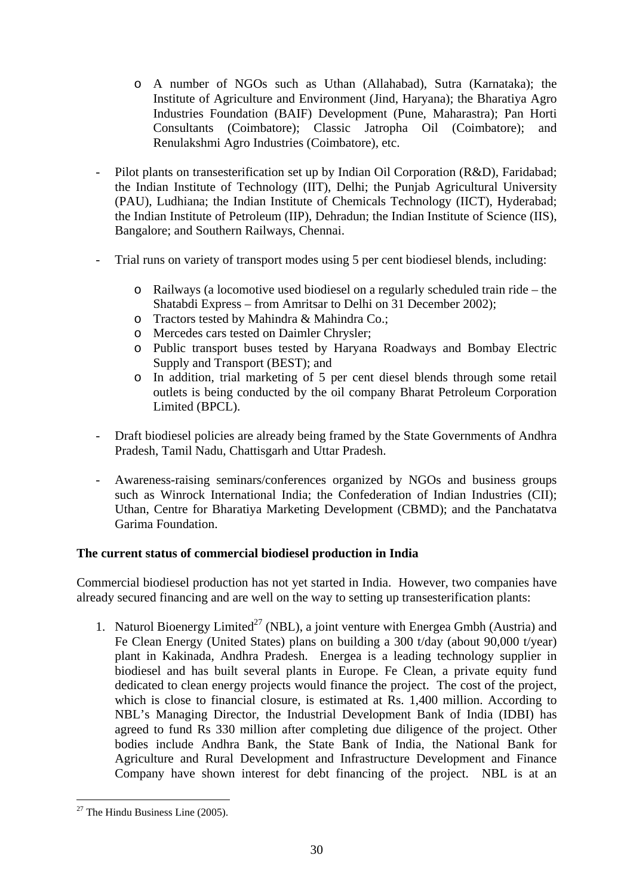- A number of NGOs such as Uthan (Allahabad), Sutra (Karnataka); the Institute of Agriculture and Environment (Jind, Haryana); the Bharatiya Agro Industries Foundation (BAIF) Development (Pune, Maharastra); Pan Horti Consultants (Coimbatore); Classic Jatropha Oil (Coimbatore); and Renulakshmi Agro Industries (Coimbatore), etc.

- Pilot plants on transesterification set up by Indian Oil Corporation (R&D), Faridabad; the Indian Institute of Technology (IIT), Delhi; the Punjab Agricultural University (PAU), Ludhiana; the Indian Institute of Chemicals Technology (IICT), Hyderabad; the Indian Institute of Petroleum (IIP), Dehradun; the Indian Institute of Science (IIS), Bangalore; and Southern Railways, Chennai.

- Trial runs on variety of transport modes using 5 per cent biodiesel blends, including:

    - Railways (a locomotive used biodiesel on a regularly scheduled train ride – the Shatabdi Express – from Amritsar to Delhi on 31 December 2002);
    - Tractors tested by Mahindra & Mahindra Co.;
    - Mercedes cars tested on Daimler Chrysler;
    - Public transport buses tested by Haryana Roadways and Bombay Electric Supply and Transport (BEST); and
    - In addition, trial marketing of 5 per cent diesel blends through some retail outlets is being conducted by the oil company Bharat Petroleum Corporation Limited (BPCL).

- Draft biodiesel policies are already being framed by the State Governments of Andhra Pradesh, Tamil Nadu, Chattisgarh and Uttar Pradesh.

- Awareness-raising seminars/conferences organized by NGOs and business groups such as Winrock International India; the Confederation of Indian Industries (CII); Uthan, Centre for Bharatiya Marketing Development (CBMD); and the Panchatatva Garima Foundation.

**The current status of commercial biodiesel production in India**

Commercial biodiesel production has not yet started in India. However, two companies have already secured financing and are well on the way to setting up transesterification plants:

1. Naturol Bioenergy Limited[27] (NBL), a joint venture with Energea Gmbh (Austria) and Fe Clean Energy (United States) plans on building a 300 t/day (about 90,000 t/year) plant in Kakinada, Andhra Pradesh. Energea is a leading technology supplier in biodiesel and has built several plants in Europe. Fe Clean, a private equity fund dedicated to clean energy projects would finance the project. The cost of the project, which is close to financial closure, is estimated at Rs. 1,400 million. According to NBL's Managing Director, the Industrial Development Bank of India (IDBI) has agreed to fund Rs 330 million after completing due diligence of the project. Other bodies include Andhra Bank, the State Bank of India, the National Bank for Agriculture and Rural Development and Infrastructure Development and Finance Company have shown interest for debt financing of the project. NBL is at an

[27] The Hindu Business Line (2005).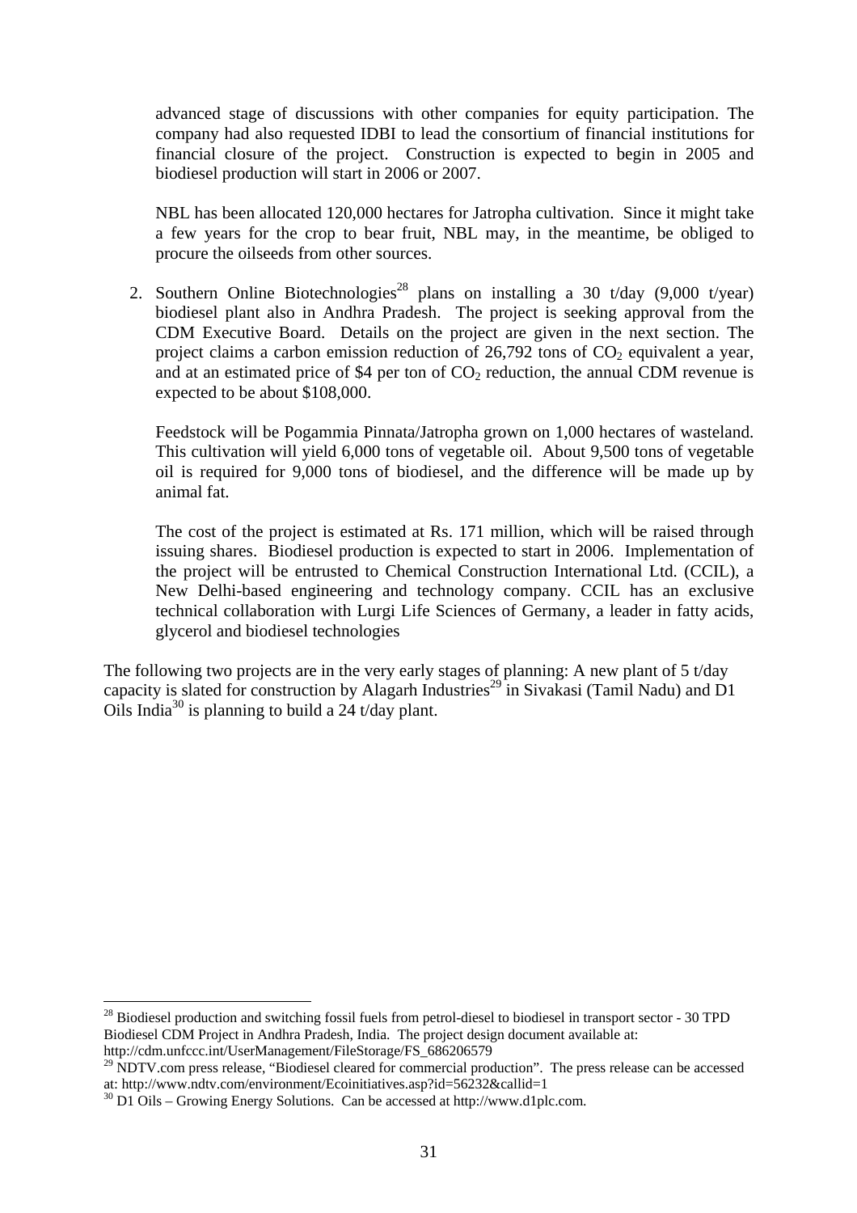advanced stage of discussions with other companies for equity participation. The company had also requested IDBI to lead the consortium of financial institutions for financial closure of the project. Construction is expected to begin in 2005 and biodiesel production will start in 2006 or 2007.

NBL has been allocated 120,000 hectares for Jatropha cultivation. Since it might take a few years for the crop to bear fruit, NBL may, in the meantime, be obliged to procure the oilseeds from other sources.

2. Southern Online Biotechnologies[28] plans on installing a 30 t/day (9,000 t/year) biodiesel plant also in Andhra Pradesh. The project is seeking approval from the CDM Executive Board. Details on the project are given in the next section. The project claims a carbon emission reduction of 26,792 tons of $CO_2$ equivalent a year, and at an estimated price of \$4 per ton of $CO_2$ reduction, the annual CDM revenue is expected to be about \$108,000.

   Feedstock will be Pogammia Pinnata/Jatropha grown on 1,000 hectares of wasteland. This cultivation will yield 6,000 tons of vegetable oil. About 9,500 tons of vegetable oil is required for 9,000 tons of biodiesel, and the difference will be made up by animal fat.

   The cost of the project is estimated at Rs. 171 million, which will be raised through issuing shares. Biodiesel production is expected to start in 2006. Implementation of the project will be entrusted to Chemical Construction International Ltd. (CCIL), a New Delhi-based engineering and technology company. CCIL has an exclusive technical collaboration with Lurgi Life Sciences of Germany, a leader in fatty acids, glycerol and biodiesel technologies

The following two projects are in the very early stages of planning: A new plant of 5 t/day capacity is slated for construction by Alagarh Industries[29] in Sivakasi (Tamil Nadu) and D1 Oils India[30] is planning to build a 24 t/day plant.

---

[28] Biodiesel production and switching fossil fuels from petrol-diesel to biodiesel in transport sector - 30 TPD Biodiesel CDM Project in Andhra Pradesh, India. The project design document available at: http://cdm.unfccc.int/UserManagement/FileStorage/FS_686206579

[29] NDTV.com press release, "Biodiesel cleared for commercial production". The press release can be accessed at: http://www.ndtv.com/environment/Ecoinitiatives.asp?id=56232&callid=1

[30] D1 Oils – Growing Energy Solutions. Can be accessed at http://www.d1plc.com.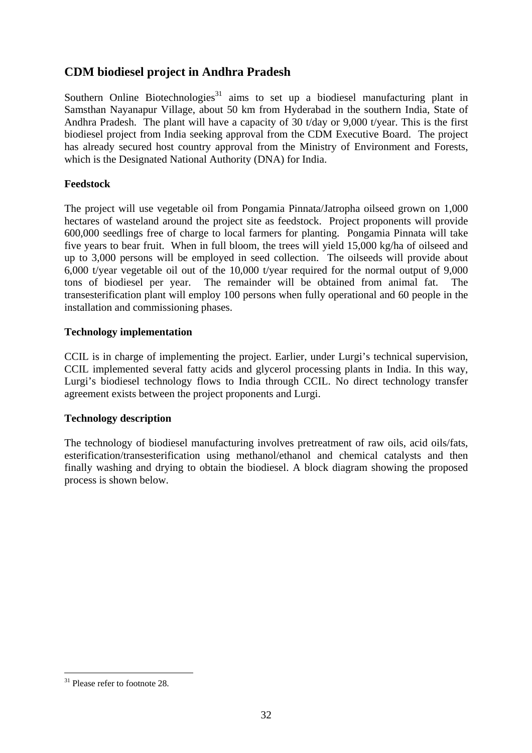## CDM biodiesel project in Andhra Pradesh

Southern Online Biotechnologies[31] aims to set up a biodiesel manufacturing plant in Samsthan Nayanapur Village, about 50 km from Hyderabad in the southern India, State of Andhra Pradesh. The plant will have a capacity of 30 t/day or 9,000 t/year. This is the first biodiesel project from India seeking approval from the CDM Executive Board. The project has already secured host country approval from the Ministry of Environment and Forests, which is the Designated National Authority (DNA) for India.

### Feedstock

The project will use vegetable oil from Pongamia Pinnata/Jatropha oilseed grown on 1,000 hectares of wasteland around the project site as feedstock. Project proponents will provide 600,000 seedlings free of charge to local farmers for planting. Pongamia Pinnata will take five years to bear fruit. When in full bloom, the trees will yield 15,000 kg/ha of oilseed and up to 3,000 persons will be employed in seed collection. The oilseeds will provide about 6,000 t/year vegetable oil out of the 10,000 t/year required for the normal output of 9,000 tons of biodiesel per year. The remainder will be obtained from animal fat. The transesterification plant will employ 100 persons when fully operational and 60 people in the installation and commissioning phases.

### Technology implementation

CCIL is in charge of implementing the project. Earlier, under Lurgi's technical supervision, CCIL implemented several fatty acids and glycerol processing plants in India. In this way, Lurgi's biodiesel technology flows to India through CCIL. No direct technology transfer agreement exists between the project proponents and Lurgi.

### Technology description

The technology of biodiesel manufacturing involves pretreatment of raw oils, acid oils/fats, esterification/transesterification using methanol/ethanol and chemical catalysts and then finally washing and drying to obtain the biodiesel. A block diagram showing the proposed process is shown below.

---

[31] Please refer to footnote 28.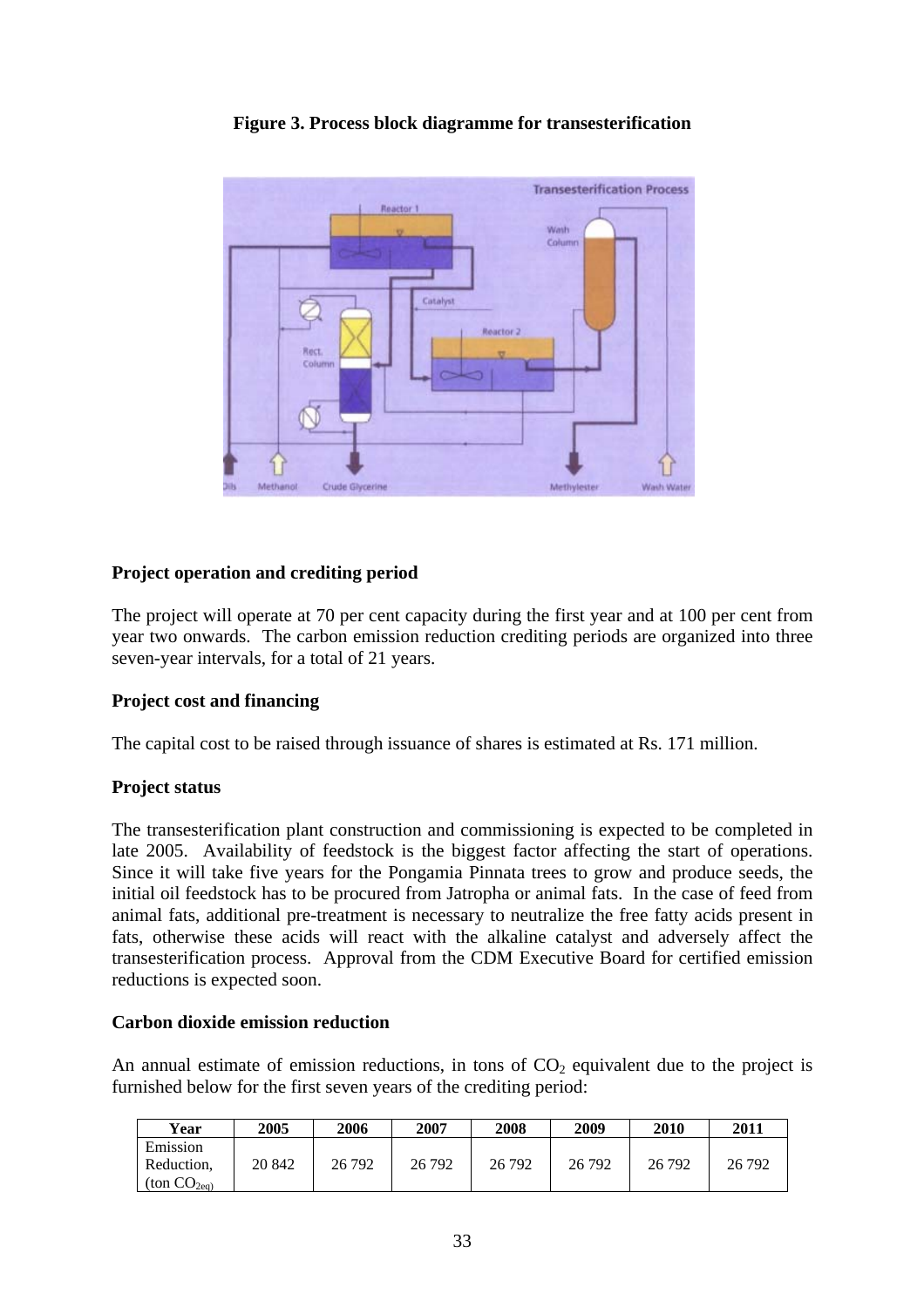**Figure 3. Process block diagramme for transesterification**

### Project operation and crediting period

The project will operate at 70 per cent capacity during the first year and at 100 per cent from year two onwards. The carbon emission reduction crediting periods are organized into three seven-year intervals, for a total of 21 years.

### Project cost and financing

The capital cost to be raised through issuance of shares is estimated at Rs. 171 million.

### Project status

The transesterification plant construction and commissioning is expected to be completed in late 2005. Availability of feedstock is the biggest factor affecting the start of operations. Since it will take five years for the Pongamia Pinnata trees to grow and produce seeds, the initial oil feedstock has to be procured from Jatropha or animal fats. In the case of feed from animal fats, additional pre-treatment is necessary to neutralize the free fatty acids present in fats, otherwise these acids will react with the alkaline catalyst and adversely affect the transesterification process. Approval from the CDM Executive Board for certified emission reductions is expected soon.

### Carbon dioxide emission reduction

An annual estimate of emission reductions, in tons of $CO_2$ equivalent due to the project is furnished below for the first seven years of the crediting period:

| Year | 2005 | 2006 | 2007 | 2008 | 2009 | 2010 | 2011 |
|---|---|---|---|---|---|---|---|
| Emission Reduction, (ton $CO_{2eq}$) | 20 842 | 26 792 | 26 792 | 26 792 | 26 792 | 26 792 | 26 792 |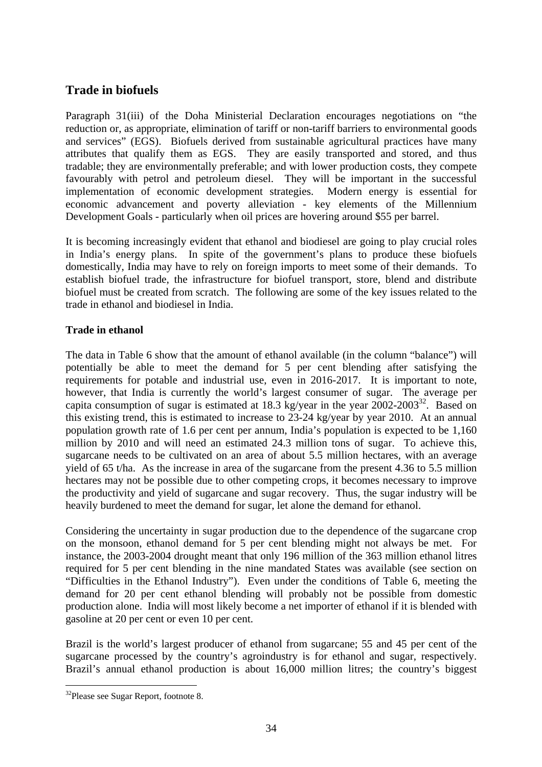## Trade in biofuels

Paragraph 31(iii) of the Doha Ministerial Declaration encourages negotiations on "the reduction or, as appropriate, elimination of tariff or non-tariff barriers to environmental goods and services" (EGS). Biofuels derived from sustainable agricultural practices have many attributes that qualify them as EGS. They are easily transported and stored, and thus tradable; they are environmentally preferable; and with lower production costs, they compete favourably with petrol and petroleum diesel. They will be important in the successful implementation of economic development strategies. Modern energy is essential for economic advancement and poverty alleviation - key elements of the Millennium Development Goals - particularly when oil prices are hovering around $55 per barrel.

It is becoming increasingly evident that ethanol and biodiesel are going to play crucial roles in India's energy plans. In spite of the government's plans to produce these biofuels domestically, India may have to rely on foreign imports to meet some of their demands. To establish biofuel trade, the infrastructure for biofuel transport, store, blend and distribute biofuel must be created from scratch. The following are some of the key issues related to the trade in ethanol and biodiesel in India.

**Trade in ethanol**

The data in Table 6 show that the amount of ethanol available (in the column "balance") will potentially be able to meet the demand for 5 per cent blending after satisfying the requirements for potable and industrial use, even in 2016-2017. It is important to note, however, that India is currently the world's largest consumer of sugar. The average per capita consumption of sugar is estimated at 18.3 kg/year in the year 2002-2003[32]. Based on this existing trend, this is estimated to increase to 23-24 kg/year by year 2010. At an annual population growth rate of 1.6 per cent per annum, India's population is expected to be 1,160 million by 2010 and will need an estimated 24.3 million tons of sugar. To achieve this, sugarcane needs to be cultivated on an area of about 5.5 million hectares, with an average yield of 65 t/ha. As the increase in area of the sugarcane from the present 4.36 to 5.5 million hectares may not be possible due to other competing crops, it becomes necessary to improve the productivity and yield of sugarcane and sugar recovery. Thus, the sugar industry will be heavily burdened to meet the demand for sugar, let alone the demand for ethanol.

Considering the uncertainty in sugar production due to the dependence of the sugarcane crop on the monsoon, ethanol demand for 5 per cent blending might not always be met. For instance, the 2003-2004 drought meant that only 196 million of the 363 million ethanol litres required for 5 per cent blending in the nine mandated States was available (see section on "Difficulties in the Ethanol Industry"). Even under the conditions of Table 6, meeting the demand for 20 per cent ethanol blending will probably not be possible from domestic production alone. India will most likely become a net importer of ethanol if it is blended with gasoline at 20 per cent or even 10 per cent.

Brazil is the world's largest producer of ethanol from sugarcane; 55 and 45 per cent of the sugarcane processed by the country's agroindustry is for ethanol and sugar, respectively. Brazil's annual ethanol production is about 16,000 million litres; the country's biggest

[32]Please see Sugar Report, footnote 8.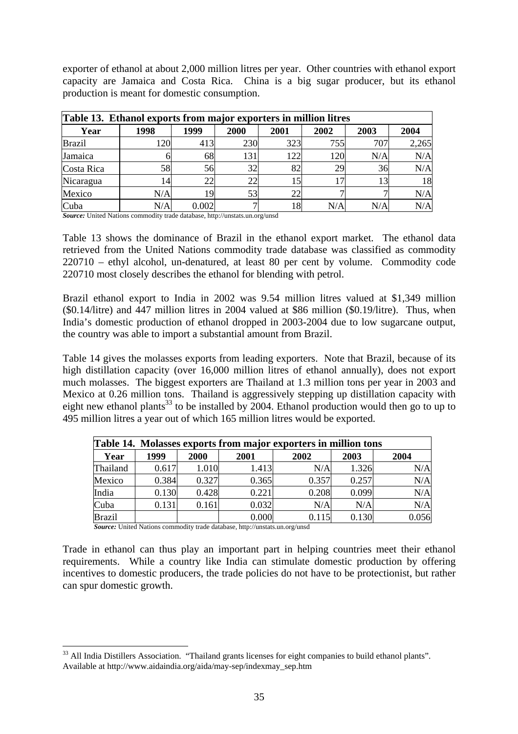exporter of ethanol at about 2,000 million litres per year. Other countries with ethanol export capacity are Jamaica and Costa Rica. China is a big sugar producer, but its ethanol production is meant for domestic consumption.

**Table 13. Ethanol exports from major exporters in million litres**

| Year | 1998 | 1999 | 2000 | 2001 | 2002 | 2003 | 2004 |
|---|---|---|---|---|---|---|---|
| Brazil | 120 | 413 | 230 | 323 | 755 | 707 | 2,265 |
| Jamaica | 6 | 68 | 131 | 122 | 120 | N/A | N/A |
| Costa Rica | 58 | 56 | 32 | 82 | 29 | 36 | N/A |
| Nicaragua | 14 | 22 | 22 | 15 | 17 | 13 | 18 |
| Mexico | N/A | 19 | 53 | 22 | 7 | 7 | N/A |
| Cuba | N/A | 0.002 | 7 | 18 | N/A | N/A | N/A |

***Source:*** United Nations commodity trade database, http://unstats.un.org/unsd

Table 13 shows the dominance of Brazil in the ethanol export market. The ethanol data retrieved from the United Nations commodity trade database was classified as commodity 220710 – ethyl alcohol, un-denatured, at least 80 per cent by volume. Commodity code 220710 most closely describes the ethanol for blending with petrol.

Brazil ethanol export to India in 2002 was 9.54 million litres valued at $1,349 million ($0.14/litre) and 447 million litres in 2004 valued at $86 million ($0.19/litre). Thus, when India's domestic production of ethanol dropped in 2003-2004 due to low sugarcane output, the country was able to import a substantial amount from Brazil.

Table 14 gives the molasses exports from leading exporters. Note that Brazil, because of its high distillation capacity (over 16,000 million litres of ethanol annually), does not export much molasses. The biggest exporters are Thailand at 1.3 million tons per year in 2003 and Mexico at 0.26 million tons. Thailand is aggressively stepping up distillation capacity with eight new ethanol plants[33] to be installed by 2004. Ethanol production would then go to up to 495 million litres a year out of which 165 million litres would be exported.

**Table 14. Molasses exports from major exporters in million tons**

| Year | 1999 | 2000 | 2001 | 2002 | 2003 | 2004 |
|---|---|---|---|---|---|---|
| Thailand | 0.617 | 1.010 | 1.413 | N/A | 1.326 | N/A |
| Mexico | 0.384 | 0.327 | 0.365 | 0.357 | 0.257 | N/A |
| India | 0.130 | 0.428 | 0.221 | 0.208 | 0.099 | N/A |
| Cuba | 0.131 | 0.161 | 0.032 | N/A | N/A | N/A |
| Brazil | | | 0.000 | 0.115 | 0.130 | 0.056 |

***Source:*** United Nations commodity trade database, http://unstats.un.org/unsd

Trade in ethanol can thus play an important part in helping countries meet their ethanol requirements. While a country like India can stimulate domestic production by offering incentives to domestic producers, the trade policies do not have to be protectionist, but rather can spur domestic growth.

[33] All India Distillers Association. "Thailand grants licenses for eight companies to build ethanol plants". Available at http://www.aidaindia.org/aida/may-sep/indexmay_sep.htm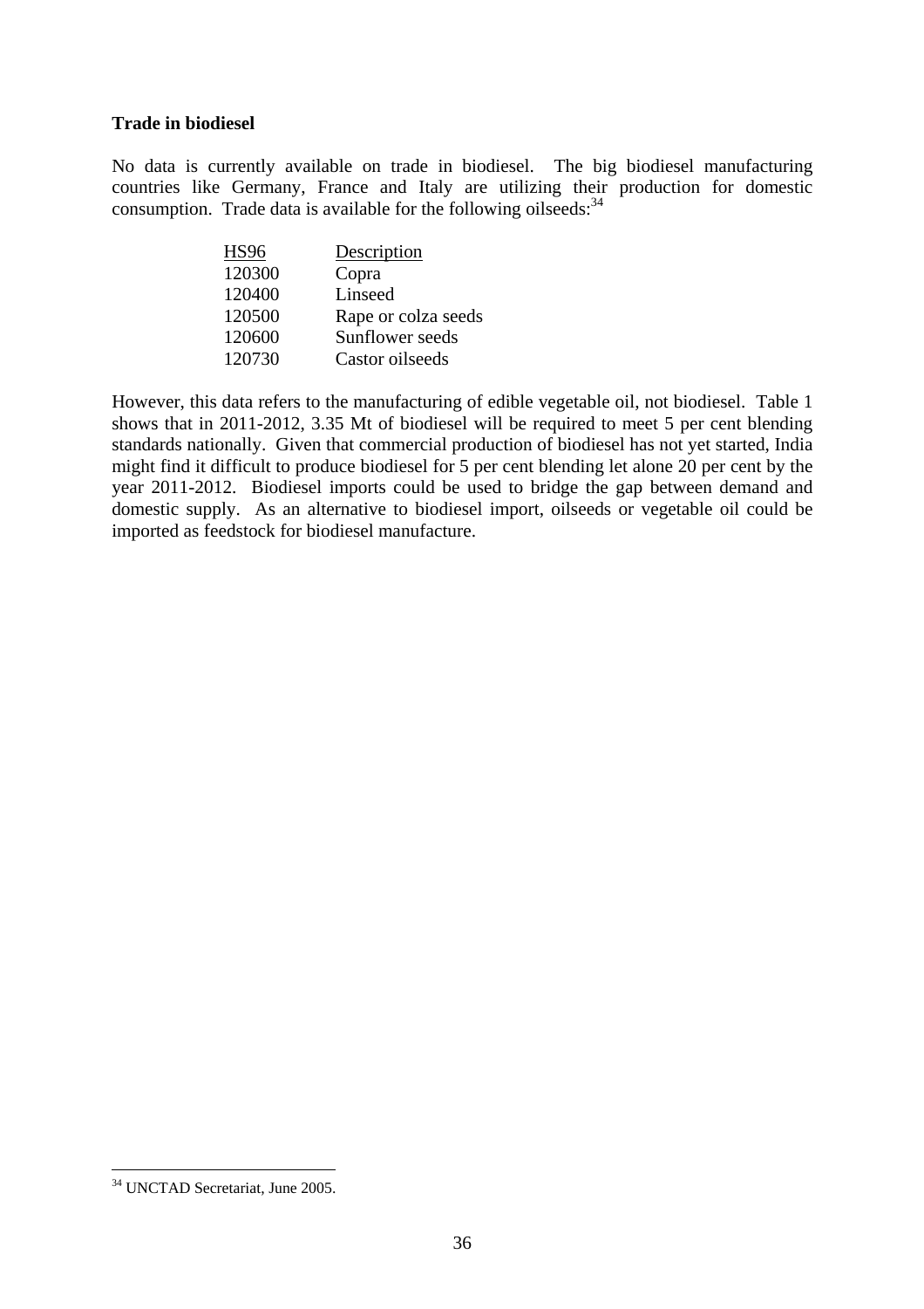**Trade in biodiesel**

No data is currently available on trade in biodiesel. The big biodiesel manufacturing countries like Germany, France and Italy are utilizing their production for domestic consumption. Trade data is available for the following oilseeds:[34]

| HS96 | Description |
|---|---|
| 120300 | Copra |
| 120400 | Linseed |
| 120500 | Rape or colza seeds |
| 120600 | Sunflower seeds |
| 120730 | Castor oilseeds |

However, this data refers to the manufacturing of edible vegetable oil, not biodiesel. Table 1 shows that in 2011-2012, 3.35 Mt of biodiesel will be required to meet 5 per cent blending standards nationally. Given that commercial production of biodiesel has not yet started, India might find it difficult to produce biodiesel for 5 per cent blending let alone 20 per cent by the year 2011-2012. Biodiesel imports could be used to bridge the gap between demand and domestic supply. As an alternative to biodiesel import, oilseeds or vegetable oil could be imported as feedstock for biodiesel manufacture.

[34] UNCTAD Secretariat, June 2005.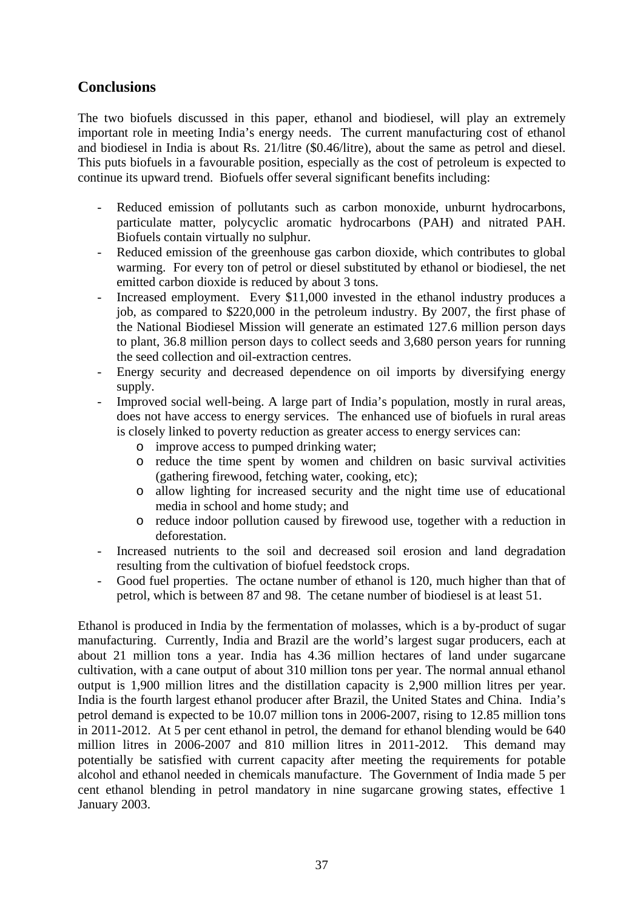## Conclusions

The two biofuels discussed in this paper, ethanol and biodiesel, will play an extremely important role in meeting India's energy needs. The current manufacturing cost of ethanol and biodiesel in India is about Rs. 21/litre ($0.46/litre), about the same as petrol and diesel. This puts biofuels in a favourable position, especially as the cost of petroleum is expected to continue its upward trend. Biofuels offer several significant benefits including:

- Reduced emission of pollutants such as carbon monoxide, unburnt hydrocarbons, particulate matter, polycyclic aromatic hydrocarbons (PAH) and nitrated PAH. Biofuels contain virtually no sulphur.
- Reduced emission of the greenhouse gas carbon dioxide, which contributes to global warming. For every ton of petrol or diesel substituted by ethanol or biodiesel, the net emitted carbon dioxide is reduced by about 3 tons.
- Increased employment. Every $11,000 invested in the ethanol industry produces a job, as compared to $220,000 in the petroleum industry. By 2007, the first phase of the National Biodiesel Mission will generate an estimated 127.6 million person days to plant, 36.8 million person days to collect seeds and 3,680 person years for running the seed collection and oil-extraction centres.
- Energy security and decreased dependence on oil imports by diversifying energy supply.
- Improved social well-being. A large part of India's population, mostly in rural areas, does not have access to energy services. The enhanced use of biofuels in rural areas is closely linked to poverty reduction as greater access to energy services can:
  - improve access to pumped drinking water;
  - reduce the time spent by women and children on basic survival activities (gathering firewood, fetching water, cooking, etc);
  - allow lighting for increased security and the night time use of educational media in school and home study; and
  - reduce indoor pollution caused by firewood use, together with a reduction in deforestation.
- Increased nutrients to the soil and decreased soil erosion and land degradation resulting from the cultivation of biofuel feedstock crops.
- Good fuel properties. The octane number of ethanol is 120, much higher than that of petrol, which is between 87 and 98. The cetane number of biodiesel is at least 51.

Ethanol is produced in India by the fermentation of molasses, which is a by-product of sugar manufacturing. Currently, India and Brazil are the world's largest sugar producers, each at about 21 million tons a year. India has 4.36 million hectares of land under sugarcane cultivation, with a cane output of about 310 million tons per year. The normal annual ethanol output is 1,900 million litres and the distillation capacity is 2,900 million litres per year. India is the fourth largest ethanol producer after Brazil, the United States and China. India's petrol demand is expected to be 10.07 million tons in 2006-2007, rising to 12.85 million tons in 2011-2012. At 5 per cent ethanol in petrol, the demand for ethanol blending would be 640 million litres in 2006-2007 and 810 million litres in 2011-2012. This demand may potentially be satisfied with current capacity after meeting the requirements for potable alcohol and ethanol needed in chemicals manufacture. The Government of India made 5 per cent ethanol blending in petrol mandatory in nine sugarcane growing states, effective 1 January 2003.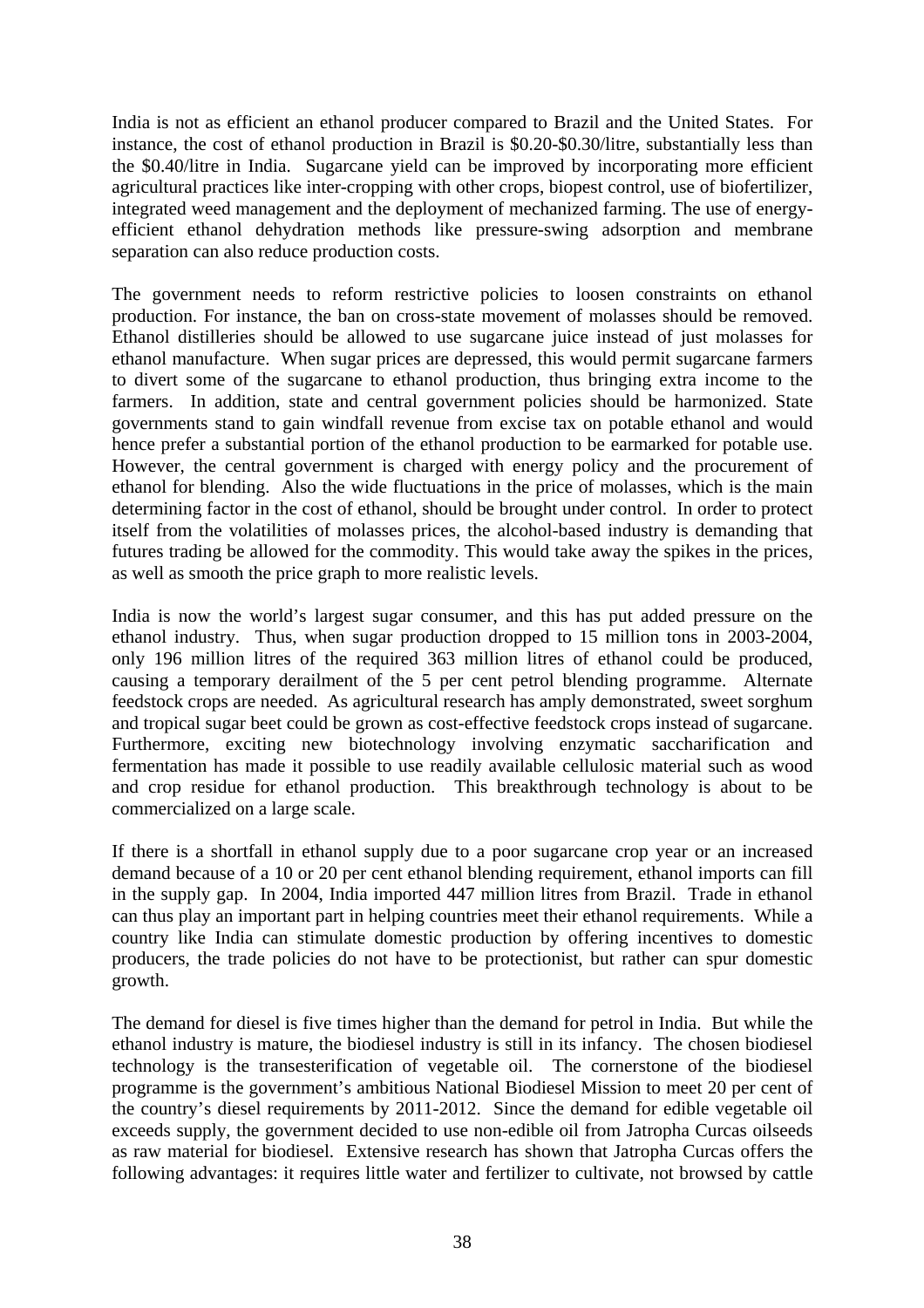India is not as efficient an ethanol producer compared to Brazil and the United States. For instance, the cost of ethanol production in Brazil is $0.20-$0.30/litre, substantially less than the $0.40/litre in India. Sugarcane yield can be improved by incorporating more efficient agricultural practices like inter-cropping with other crops, biopest control, use of biofertilizer, integrated weed management and the deployment of mechanized farming. The use of energy-efficient ethanol dehydration methods like pressure-swing adsorption and membrane separation can also reduce production costs.

The government needs to reform restrictive policies to loosen constraints on ethanol production. For instance, the ban on cross-state movement of molasses should be removed. Ethanol distilleries should be allowed to use sugarcane juice instead of just molasses for ethanol manufacture. When sugar prices are depressed, this would permit sugarcane farmers to divert some of the sugarcane to ethanol production, thus bringing extra income to the farmers. In addition, state and central government policies should be harmonized. State governments stand to gain windfall revenue from excise tax on potable ethanol and would hence prefer a substantial portion of the ethanol production to be earmarked for potable use. However, the central government is charged with energy policy and the procurement of ethanol for blending. Also the wide fluctuations in the price of molasses, which is the main determining factor in the cost of ethanol, should be brought under control. In order to protect itself from the volatilities of molasses prices, the alcohol-based industry is demanding that futures trading be allowed for the commodity. This would take away the spikes in the prices, as well as smooth the price graph to more realistic levels.

India is now the world's largest sugar consumer, and this has put added pressure on the ethanol industry. Thus, when sugar production dropped to 15 million tons in 2003-2004, only 196 million litres of the required 363 million litres of ethanol could be produced, causing a temporary derailment of the 5 per cent petrol blending programme. Alternate feedstock crops are needed. As agricultural research has amply demonstrated, sweet sorghum and tropical sugar beet could be grown as cost-effective feedstock crops instead of sugarcane. Furthermore, exciting new biotechnology involving enzymatic saccharification and fermentation has made it possible to use readily available cellulosic material such as wood and crop residue for ethanol production. This breakthrough technology is about to be commercialized on a large scale.

If there is a shortfall in ethanol supply due to a poor sugarcane crop year or an increased demand because of a 10 or 20 per cent ethanol blending requirement, ethanol imports can fill in the supply gap. In 2004, India imported 447 million litres from Brazil. Trade in ethanol can thus play an important part in helping countries meet their ethanol requirements. While a country like India can stimulate domestic production by offering incentives to domestic producers, the trade policies do not have to be protectionist, but rather can spur domestic growth.

The demand for diesel is five times higher than the demand for petrol in India. But while the ethanol industry is mature, the biodiesel industry is still in its infancy. The chosen biodiesel technology is the transesterification of vegetable oil. The cornerstone of the biodiesel programme is the government's ambitious National Biodiesel Mission to meet 20 per cent of the country's diesel requirements by 2011-2012. Since the demand for edible vegetable oil exceeds supply, the government decided to use non-edible oil from Jatropha Curcas oilseeds as raw material for biodiesel. Extensive research has shown that Jatropha Curcas offers the following advantages: it requires little water and fertilizer to cultivate, not browsed by cattle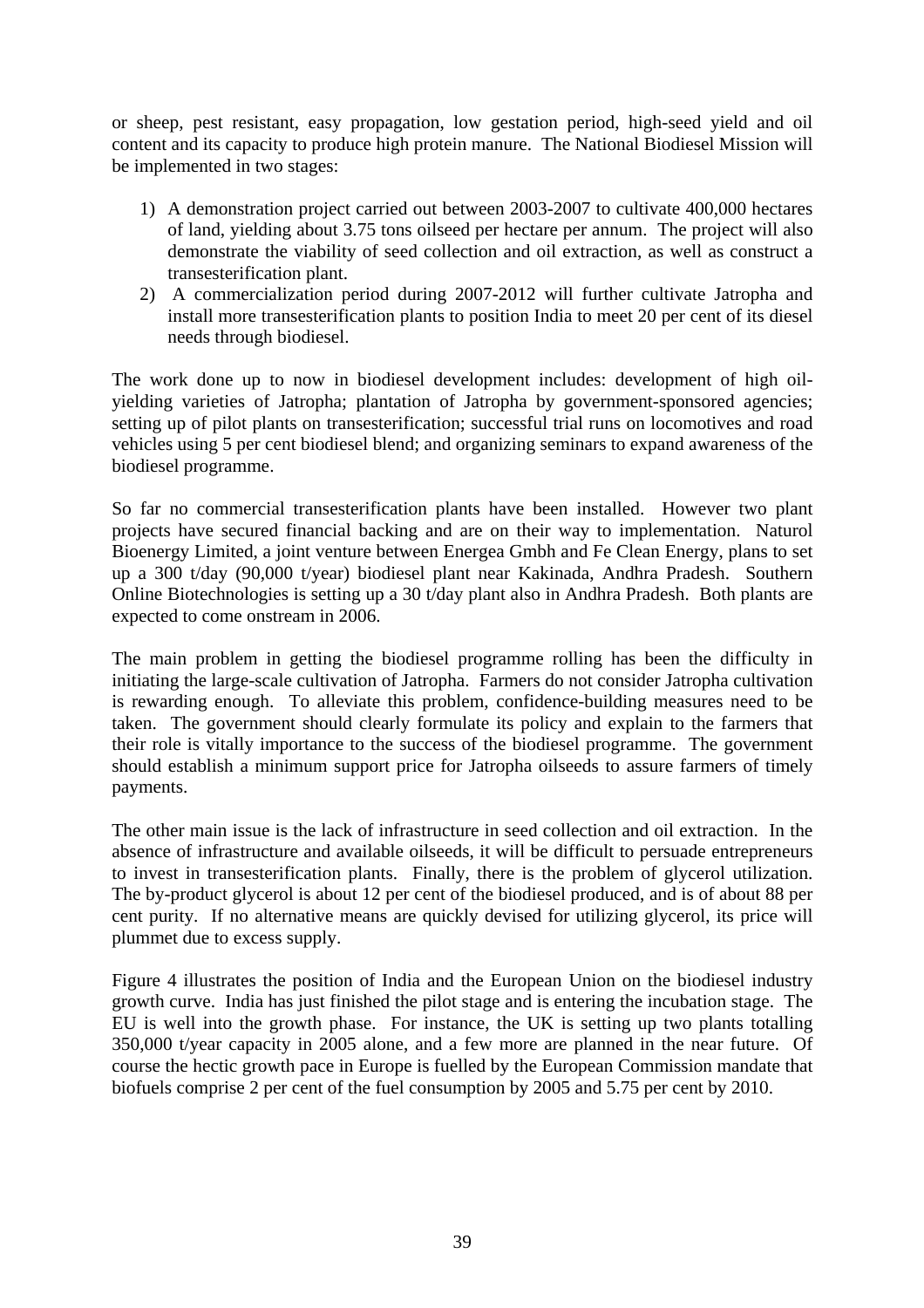or sheep, pest resistant, easy propagation, low gestation period, high-seed yield and oil content and its capacity to produce high protein manure. The National Biodiesel Mission will be implemented in two stages:

1) A demonstration project carried out between 2003-2007 to cultivate 400,000 hectares of land, yielding about 3.75 tons oilseed per hectare per annum. The project will also demonstrate the viability of seed collection and oil extraction, as well as construct a transesterification plant.
2) A commercialization period during 2007-2012 will further cultivate Jatropha and install more transesterification plants to position India to meet 20 per cent of its diesel needs through biodiesel.

The work done up to now in biodiesel development includes: development of high oil-yielding varieties of Jatropha; plantation of Jatropha by government-sponsored agencies; setting up of pilot plants on transesterification; successful trial runs on locomotives and road vehicles using 5 per cent biodiesel blend; and organizing seminars to expand awareness of the biodiesel programme.

So far no commercial transesterification plants have been installed. However two plant projects have secured financial backing and are on their way to implementation. Naturol Bioenergy Limited, a joint venture between Energea Gmbh and Fe Clean Energy, plans to set up a 300 t/day (90,000 t/year) biodiesel plant near Kakinada, Andhra Pradesh. Southern Online Biotechnologies is setting up a 30 t/day plant also in Andhra Pradesh. Both plants are expected to come onstream in 2006.

The main problem in getting the biodiesel programme rolling has been the difficulty in initiating the large-scale cultivation of Jatropha. Farmers do not consider Jatropha cultivation is rewarding enough. To alleviate this problem, confidence-building measures need to be taken. The government should clearly formulate its policy and explain to the farmers that their role is vitally importance to the success of the biodiesel programme. The government should establish a minimum support price for Jatropha oilseeds to assure farmers of timely payments.

The other main issue is the lack of infrastructure in seed collection and oil extraction. In the absence of infrastructure and available oilseeds, it will be difficult to persuade entrepreneurs to invest in transesterification plants. Finally, there is the problem of glycerol utilization. The by-product glycerol is about 12 per cent of the biodiesel produced, and is of about 88 per cent purity. If no alternative means are quickly devised for utilizing glycerol, its price will plummet due to excess supply.

Figure 4 illustrates the position of India and the European Union on the biodiesel industry growth curve. India has just finished the pilot stage and is entering the incubation stage. The EU is well into the growth phase. For instance, the UK is setting up two plants totalling 350,000 t/year capacity in 2005 alone, and a few more are planned in the near future. Of course the hectic growth pace in Europe is fuelled by the European Commission mandate that biofuels comprise 2 per cent of the fuel consumption by 2005 and 5.75 per cent by 2010.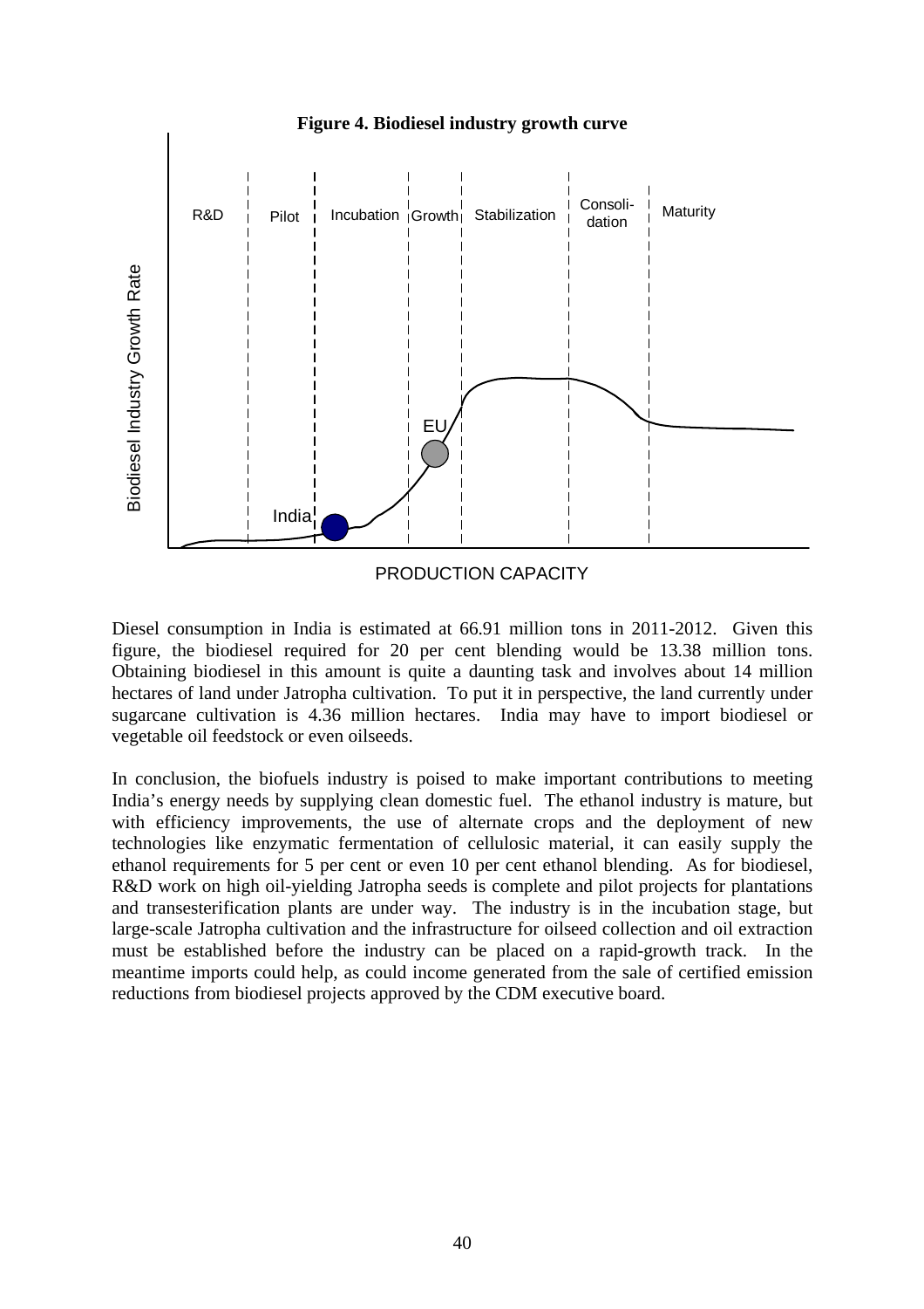**Figure 4. Biodiesel industry growth curve**

Diesel consumption in India is estimated at 66.91 million tons in 2011-2012. Given this figure, the biodiesel required for 20 per cent blending would be 13.38 million tons. Obtaining biodiesel in this amount is quite a daunting task and involves about 14 million hectares of land under Jatropha cultivation. To put it in perspective, the land currently under sugarcane cultivation is 4.36 million hectares. India may have to import biodiesel or vegetable oil feedstock or even oilseeds.

In conclusion, the biofuels industry is poised to make important contributions to meeting India's energy needs by supplying clean domestic fuel. The ethanol industry is mature, but with efficiency improvements, the use of alternate crops and the deployment of new technologies like enzymatic fermentation of cellulosic material, it can easily supply the ethanol requirements for 5 per cent or even 10 per cent ethanol blending. As for biodiesel, R&D work on high oil-yielding Jatropha seeds is complete and pilot projects for plantations and transesterification plants are under way. The industry is in the incubation stage, but large-scale Jatropha cultivation and the infrastructure for oilseed collection and oil extraction must be established before the industry can be placed on a rapid-growth track. In the meantime imports could help, as could income generated from the sale of certified emission reductions from biodiesel projects approved by the CDM executive board.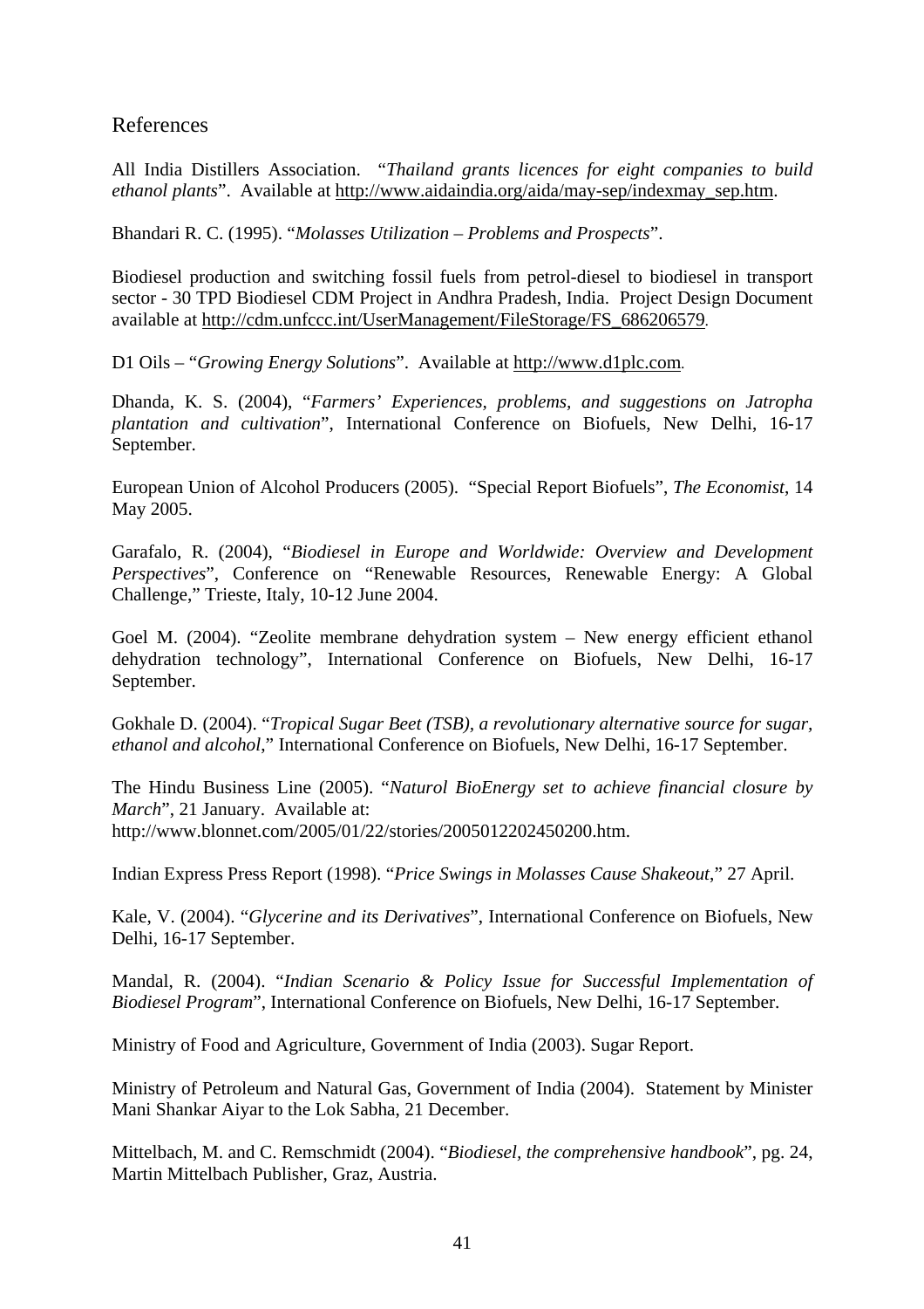## References

All India Distillers Association. "*Thailand grants licences for eight companies to build ethanol plants*". Available at http://www.aidaindia.org/aida/may-sep/indexmay_sep.htm.

Bhandari R. C. (1995). "*Molasses Utilization – Problems and Prospects*".

Biodiesel production and switching fossil fuels from petrol-diesel to biodiesel in transport sector - 30 TPD Biodiesel CDM Project in Andhra Pradesh, India. Project Design Document available at http://cdm.unfccc.int/UserManagement/FileStorage/FS_686206579.

D1 Oils – "*Growing Energy Solutions*". Available at http://www.d1plc.com.

Dhanda, K. S. (2004), "*Farmers' Experiences, problems, and suggestions on Jatropha plantation and cultivation*", International Conference on Biofuels, New Delhi, 16-17 September.

European Union of Alcohol Producers (2005). "Special Report Biofuels", *The Economist*, 14 May 2005.

Garafalo, R. (2004), "*Biodiesel in Europe and Worldwide: Overview and Development Perspectives*", Conference on "Renewable Resources, Renewable Energy: A Global Challenge," Trieste, Italy, 10-12 June 2004.

Goel M. (2004). "Zeolite membrane dehydration system – New energy efficient ethanol dehydration technology", International Conference on Biofuels, New Delhi, 16-17 September.

Gokhale D. (2004). "*Tropical Sugar Beet (TSB), a revolutionary alternative source for sugar, ethanol and alcohol*," International Conference on Biofuels, New Delhi, 16-17 September.

The Hindu Business Line (2005). "*Naturol BioEnergy set to achieve financial closure by March*", 21 January. Available at: http://www.blonnet.com/2005/01/22/stories/2005012202450200.htm.

Indian Express Press Report (1998). "*Price Swings in Molasses Cause Shakeout*," 27 April.

Kale, V. (2004). "*Glycerine and its Derivatives*", International Conference on Biofuels, New Delhi, 16-17 September.

Mandal, R. (2004). "*Indian Scenario & Policy Issue for Successful Implementation of Biodiesel Program*", International Conference on Biofuels, New Delhi, 16-17 September.

Ministry of Food and Agriculture, Government of India (2003). Sugar Report.

Ministry of Petroleum and Natural Gas, Government of India (2004). Statement by Minister Mani Shankar Aiyar to the Lok Sabha, 21 December.

Mittelbach, M. and C. Remschmidt (2004). "*Biodiesel, the comprehensive handbook*", pg. 24, Martin Mittelbach Publisher, Graz, Austria.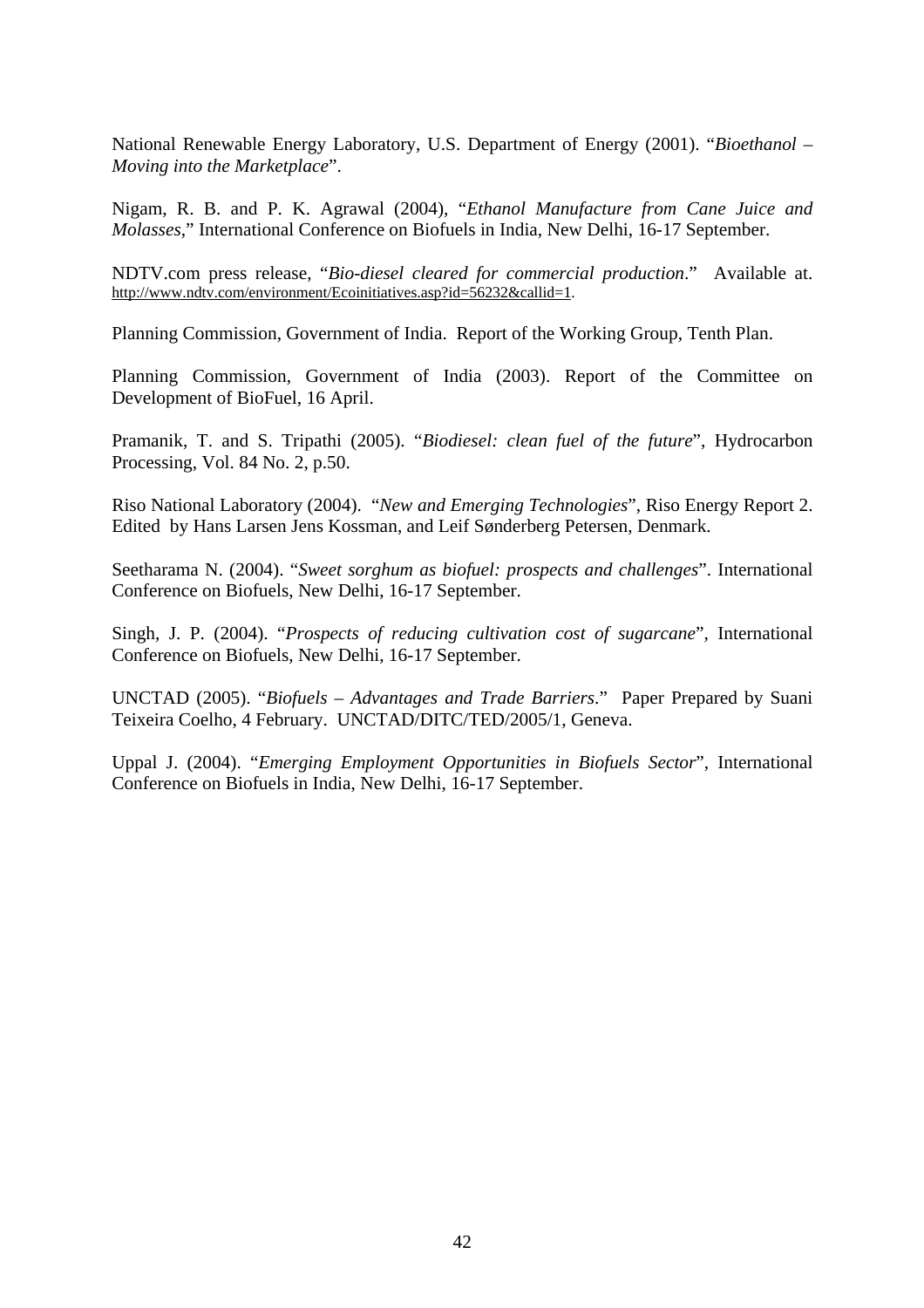National Renewable Energy Laboratory, U.S. Department of Energy (2001). "*Bioethanol – Moving into the Marketplace*".

Nigam, R. B. and P. K. Agrawal (2004), "*Ethanol Manufacture from Cane Juice and Molasses*," International Conference on Biofuels in India, New Delhi, 16-17 September.

NDTV.com press release, "*Bio-diesel cleared for commercial production*." Available at. http://www.ndtv.com/environment/Ecoinitiatives.asp?id=56232&callid=1.

Planning Commission, Government of India. Report of the Working Group, Tenth Plan.

Planning Commission, Government of India (2003). Report of the Committee on Development of BioFuel, 16 April.

Pramanik, T. and S. Tripathi (2005). "*Biodiesel: clean fuel of the future*", Hydrocarbon Processing, Vol. 84 No. 2, p.50.

Riso National Laboratory (2004). "*New and Emerging Technologies*", Riso Energy Report 2. Edited by Hans Larsen Jens Kossman, and Leif Sønderberg Petersen, Denmark.

Seetharama N. (2004). "*Sweet sorghum as biofuel: prospects and challenges*". International Conference on Biofuels, New Delhi, 16-17 September.

Singh, J. P. (2004). "*Prospects of reducing cultivation cost of sugarcane*", International Conference on Biofuels, New Delhi, 16-17 September.

UNCTAD (2005). "*Biofuels – Advantages and Trade Barriers*." Paper Prepared by Suani Teixeira Coelho, 4 February. UNCTAD/DITC/TED/2005/1, Geneva.

Uppal J. (2004). "*Emerging Employment Opportunities in Biofuels Sector*", International Conference on Biofuels in India, New Delhi, 16-17 September.